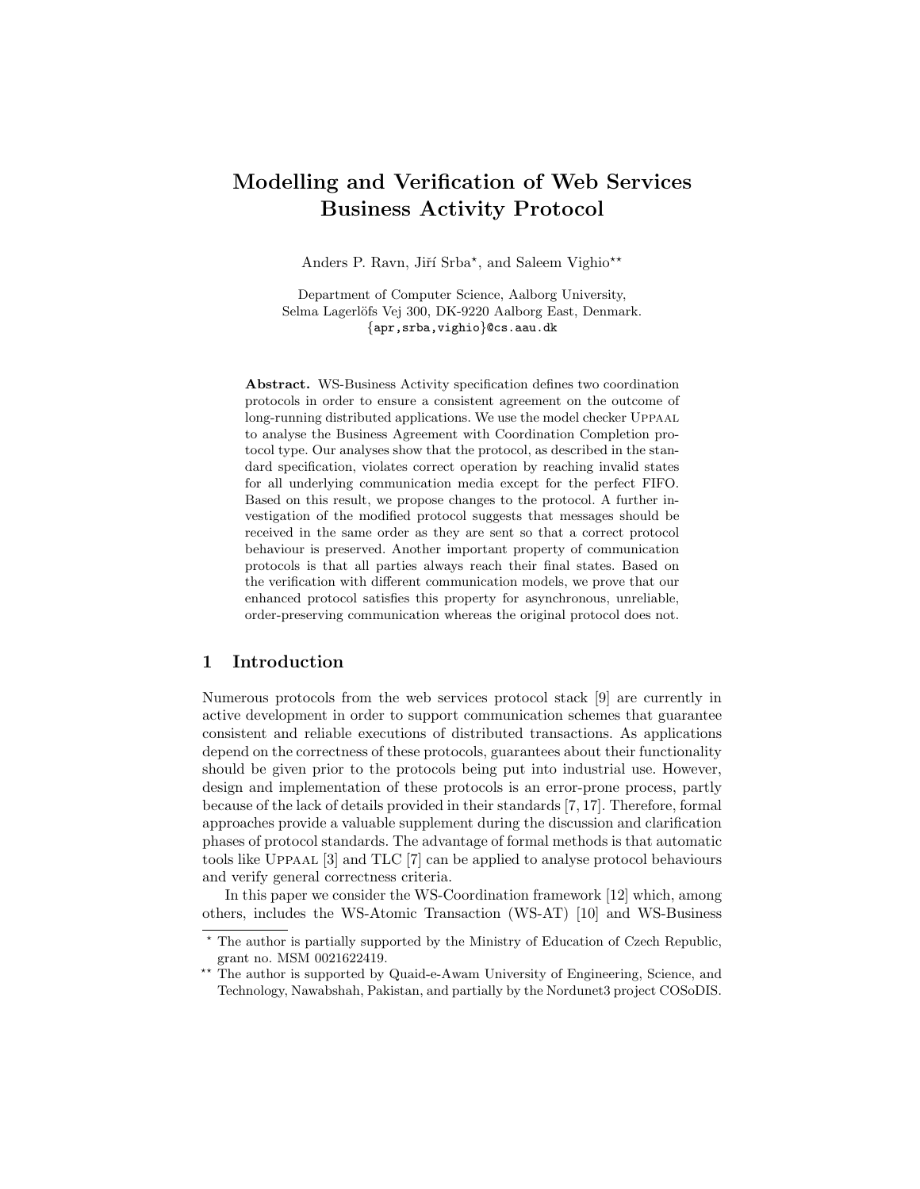# Modelling and Verification of Web Services Business Activity Protocol

Anders P. Ravn, Jiří Srba*, and Saleem Vighio**

Department of Computer Science, Aalborg University,
Selma Lagerlöfs Vej 300, DK-9220 Aalborg East, Denmark.
{apr,srba,vighio}@cs.aau.dk

**Abstract.** WS-Business Activity specification defines two coordination protocols in order to ensure a consistent agreement on the outcome of long-running distributed applications. We use the model checker Uppaal to analyse the Business Agreement with Coordination Completion protocol type. Our analyses show that the protocol, as described in the standard specification, violates correct operation by reaching invalid states for all underlying communication media except for the perfect FIFO. Based on this result, we propose changes to the protocol. A further investigation of the modified protocol suggests that messages should be received in the same order as they are sent so that a correct protocol behaviour is preserved. Another important property of communication protocols is that all parties always reach their final states. Based on the verification with different communication models, we prove that our enhanced protocol satisfies this property for asynchronous, unreliable, order-preserving communication whereas the original protocol does not.

## 1 Introduction

Numerous protocols from the web services protocol stack [9] are currently in active development in order to support communication schemes that guarantee consistent and reliable executions of distributed transactions. As applications depend on the correctness of these protocols, guarantees about their functionality should be given prior to the protocols being put into industrial use. However, design and implementation of these protocols is an error-prone process, partly because of the lack of details provided in their standards [7, 17]. Therefore, formal approaches provide a valuable supplement during the discussion and clarification phases of protocol standards. The advantage of formal methods is that automatic tools like Uppaal [3] and TLC [7] can be applied to analyse protocol behaviours and verify general correctness criteria.

In this paper we consider the WS-Coordination framework [12] which, among others, includes the WS-Atomic Transaction (WS-AT) [10] and WS-Business

---

* The author is partially supported by the Ministry of Education of Czech Republic, grant no. MSM 0021622419.

** The author is supported by Quaid-e-Awam University of Engineering, Science, and Technology, Nawabshah, Pakistan, and partially by the Nordunet3 project COSoDIS.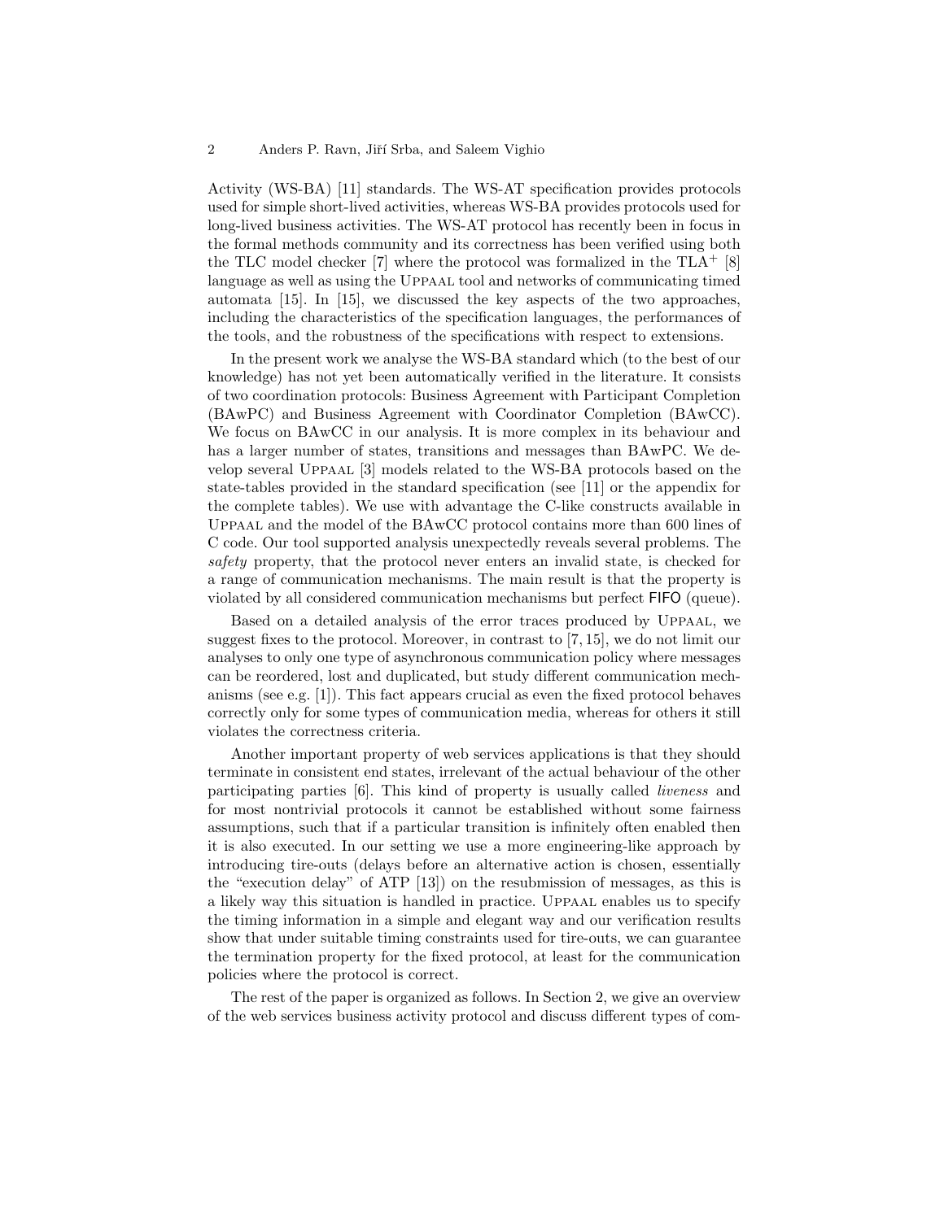Activity (WS-BA) [11] standards. The WS-AT specification provides protocols used for simple short-lived activities, whereas WS-BA provides protocols used for long-lived business activities. The WS-AT protocol has recently been in focus in the formal methods community and its correctness has been verified using both the TLC model checker [7] where the protocol was formalized in the TLA$^+$ [8] language as well as using the UPPAAL tool and networks of communicating timed automata [15]. In [15], we discussed the key aspects of the two approaches, including the characteristics of the specification languages, the performances of the tools, and the robustness of the specifications with respect to extensions.

In the present work we analyse the WS-BA standard which (to the best of our knowledge) has not yet been automatically verified in the literature. It consists of two coordination protocols: Business Agreement with Participant Completion (BAwPC) and Business Agreement with Coordinator Completion (BAwCC). We focus on BAwCC in our analysis. It is more complex in its behaviour and has a larger number of states, transitions and messages than BAwPC. We develop several UPPAAL [3] models related to the WS-BA protocols based on the state-tables provided in the standard specification (see [11] or the appendix for the complete tables). We use with advantage the C-like constructs available in UPPAAL and the model of the BAwCC protocol contains more than 600 lines of C code. Our tool supported analysis unexpectedly reveals several problems. The *safety* property, that the protocol never enters an invalid state, is checked for a range of communication mechanisms. The main result is that the property is violated by all considered communication mechanisms but perfect FIFO (queue).

Based on a detailed analysis of the error traces produced by UPPAAL, we suggest fixes to the protocol. Moreover, in contrast to [7, 15], we do not limit our analyses to only one type of asynchronous communication policy where messages can be reordered, lost and duplicated, but study different communication mechanisms (see e.g. [1]). This fact appears crucial as even the fixed protocol behaves correctly only for some types of communication media, whereas for others it still violates the correctness criteria.

Another important property of web services applications is that they should terminate in consistent end states, irrelevant of the actual behaviour of the other participating parties [6]. This kind of property is usually called *liveness* and for most nontrivial protocols it cannot be established without some fairness assumptions, such that if a particular transition is infinitely often enabled then it is also executed. In our setting we use a more engineering-like approach by introducing tire-outs (delays before an alternative action is chosen, essentially the "execution delay" of ATP [13]) on the resubmission of messages, as this is a likely way this situation is handled in practice. UPPAAL enables us to specify the timing information in a simple and elegant way and our verification results show that under suitable timing constraints used for tire-outs, we can guarantee the termination property for the fixed protocol, at least for the communication policies where the protocol is correct.

The rest of the paper is organized as follows. In Section 2, we give an overview of the web services business activity protocol and discuss different types of com-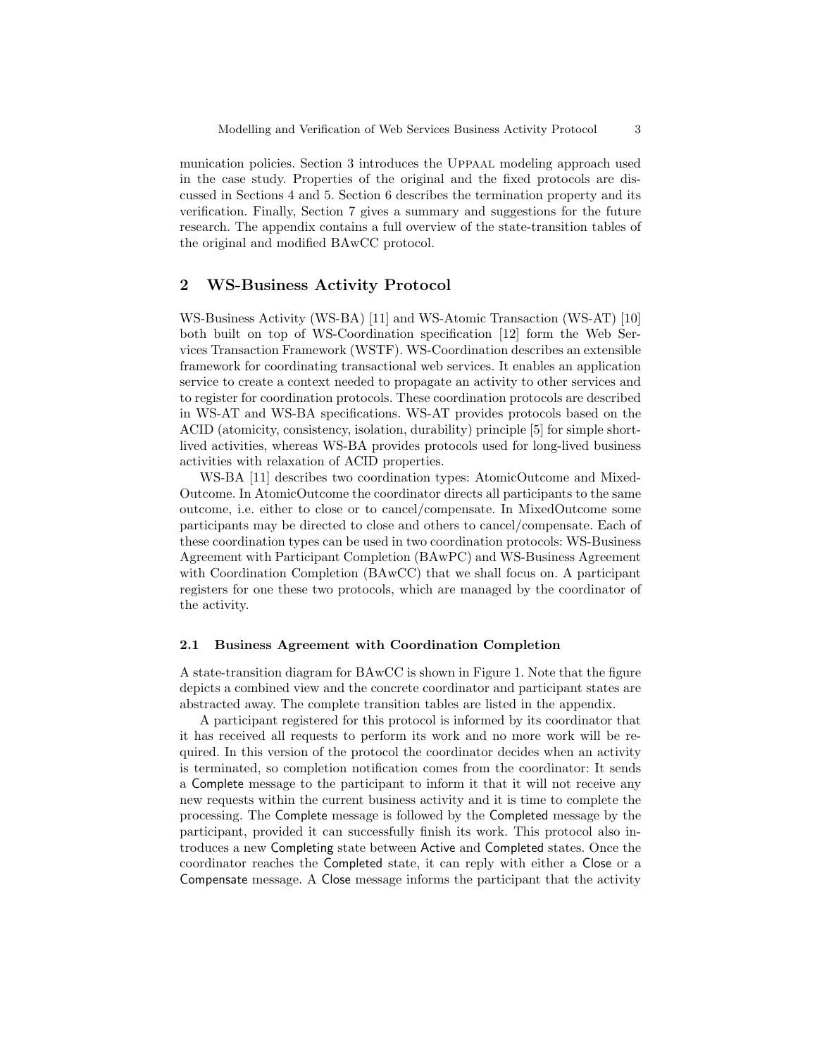munication policies. Section 3 introduces the Uppaal modeling approach used in the case study. Properties of the original and the fixed protocols are discussed in Sections 4 and 5. Section 6 describes the termination property and its verification. Finally, Section 7 gives a summary and suggestions for the future research. The appendix contains a full overview of the state-transition tables of the original and modified BAwCC protocol.

## 2 WS-Business Activity Protocol

WS-Business Activity (WS-BA) [11] and WS-Atomic Transaction (WS-AT) [10] both built on top of WS-Coordination specification [12] form the Web Services Transaction Framework (WSTF). WS-Coordination describes an extensible framework for coordinating transactional web services. It enables an application service to create a context needed to propagate an activity to other services and to register for coordination protocols. These coordination protocols are described in WS-AT and WS-BA specifications. WS-AT provides protocols based on the ACID (atomicity, consistency, isolation, durability) principle [5] for simple short-lived activities, whereas WS-BA provides protocols used for long-lived business activities with relaxation of ACID properties.

WS-BA [11] describes two coordination types: AtomicOutcome and MixedOutcome. In AtomicOutcome the coordinator directs all participants to the same outcome, i.e. either to close or to cancel/compensate. In MixedOutcome some participants may be directed to close and others to cancel/compensate. Each of these coordination types can be used in two coordination protocols: WS-Business Agreement with Participant Completion (BAwPC) and WS-Business Agreement with Coordination Completion (BAwCC) that we shall focus on. A participant registers for one these two protocols, which are managed by the coordinator of the activity.

### 2.1 Business Agreement with Coordination Completion

A state-transition diagram for BAwCC is shown in Figure 1. Note that the figure depicts a combined view and the concrete coordinator and participant states are abstracted away. The complete transition tables are listed in the appendix.

A participant registered for this protocol is informed by its coordinator that it has received all requests to perform its work and no more work will be required. In this version of the protocol the coordinator decides when an activity is terminated, so completion notification comes from the coordinator: It sends a Complete message to the participant to inform it that it will not receive any new requests within the current business activity and it is time to complete the processing. The Complete message is followed by the Completed message by the participant, provided it can successfully finish its work. This protocol also introduces a new Completing state between Active and Completed states. Once the coordinator reaches the Completed state, it can reply with either a Close or a Compensate message. A Close message informs the participant that the activity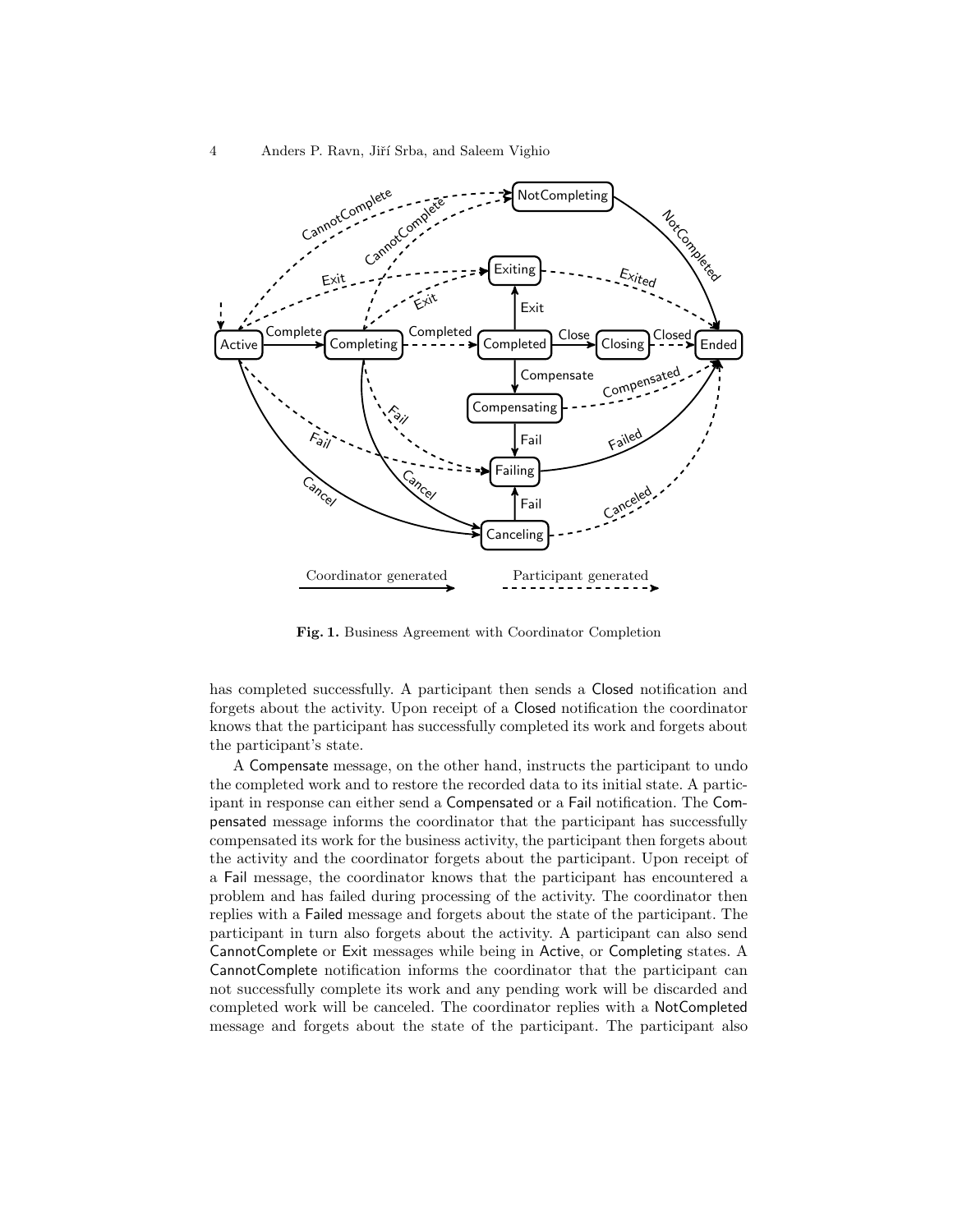**Fig. 1.** Business Agreement with Coordinator Completion

has completed successfully. A participant then sends a Closed notification and forgets about the activity. Upon receipt of a Closed notification the coordinator knows that the participant has successfully completed its work and forgets about the participant's state.

A Compensate message, on the other hand, instructs the participant to undo the completed work and to restore the recorded data to its initial state. A participant in response can either send a Compensated or a Fail notification. The Compensated message informs the coordinator that the participant has successfully compensated its work for the business activity, the participant then forgets about the activity and the coordinator forgets about the participant. Upon receipt of a Fail message, the coordinator knows that the participant has encountered a problem and has failed during processing of the activity. The coordinator then replies with a Failed message and forgets about the state of the participant. The participant in turn also forgets about the activity. A participant can also send CannotComplete or Exit messages while being in Active, or Completing states. A CannotComplete notification informs the coordinator that the participant can not successfully complete its work and any pending work will be discarded and completed work will be canceled. The coordinator replies with a NotCompleted message and forgets about the state of the participant. The participant also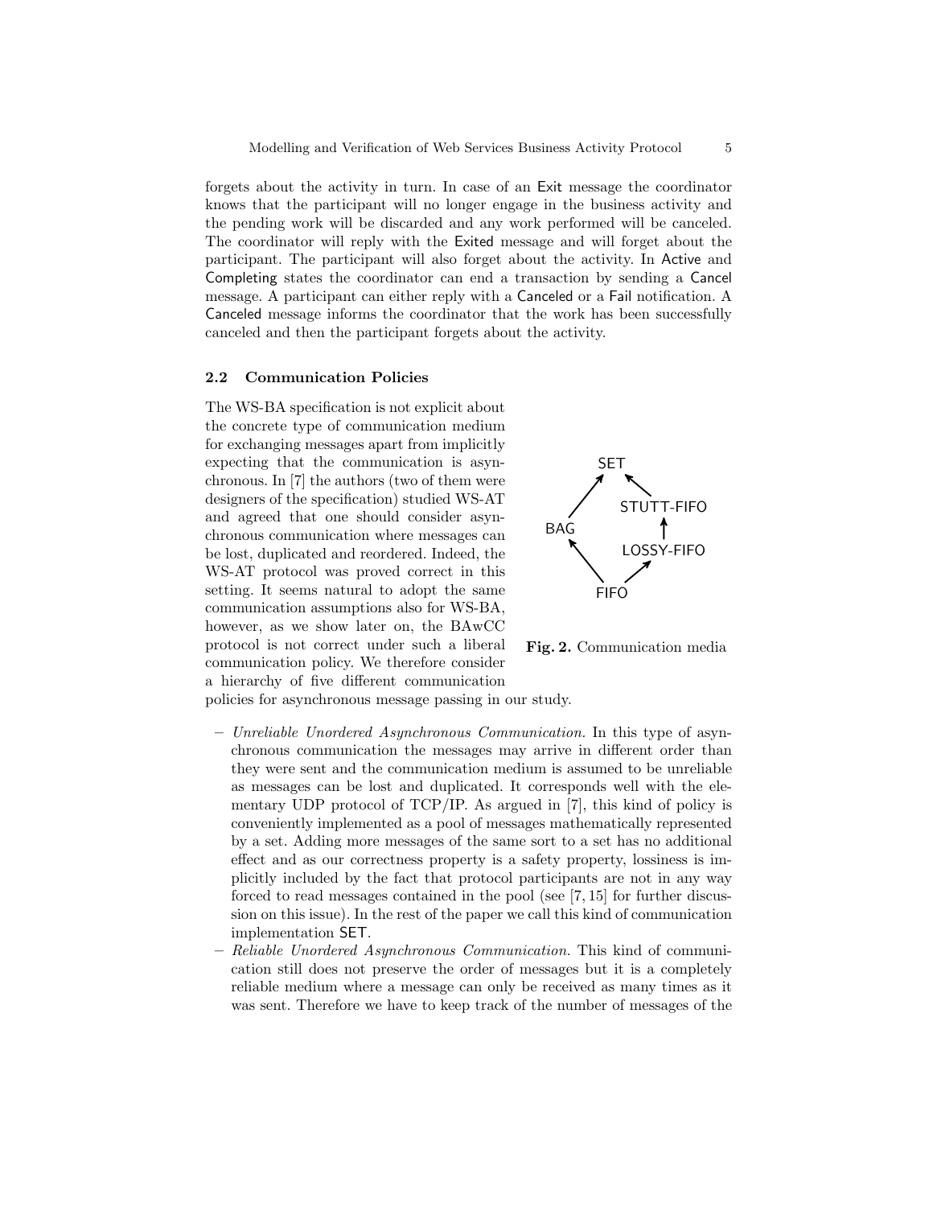forgets about the activity in turn. In case of an Exit message the coordinator knows that the participant will no longer engage in the business activity and the pending work will be discarded and any work performed will be canceled. The coordinator will reply with the Exited message and will forget about the participant. The participant will also forget about the activity. In Active and Completing states the coordinator can end a transaction by sending a Cancel message. A participant can either reply with a Canceled or a Fail notification. A Canceled message informs the coordinator that the work has been successfully canceled and then the participant forgets about the activity.

### 2.2 Communication Policies

The WS-BA specification is not explicit about the concrete type of communication medium for exchanging messages apart from implicitly expecting that the communication is asynchronous. In [7] the authors (two of them were designers of the specification) studied WS-AT and agreed that one should consider asynchronous communication where messages can be lost, duplicated and reordered. Indeed, the WS-AT protocol was proved correct in this setting. It seems natural to adopt the same communication assumptions also for WS-BA, however, as we show later on, the BAwCC protocol is not correct under such a liberal communication policy. We therefore consider a hierarchy of five different communication policies for asynchronous message passing in our study.

**Fig. 2.** Communication media

- *Unreliable Unordered Asynchronous Communication.* In this type of asynchronous communication the messages may arrive in different order than they were sent and the communication medium is assumed to be unreliable as messages can be lost and duplicated. It corresponds well with the elementary UDP protocol of TCP/IP. As argued in [7], this kind of policy is conveniently implemented as a pool of messages mathematically represented by a set. Adding more messages of the same sort to a set has no additional effect and as our correctness property is a safety property, lossiness is implicitly included by the fact that protocol participants are not in any way forced to read messages contained in the pool (see [7, 15] for further discussion on this issue). In the rest of the paper we call this kind of communication implementation SET.
- *Reliable Unordered Asynchronous Communication.* This kind of communication still does not preserve the order of messages but it is a completely reliable medium where a message can only be received as many times as it was sent. Therefore we have to keep track of the number of messages of the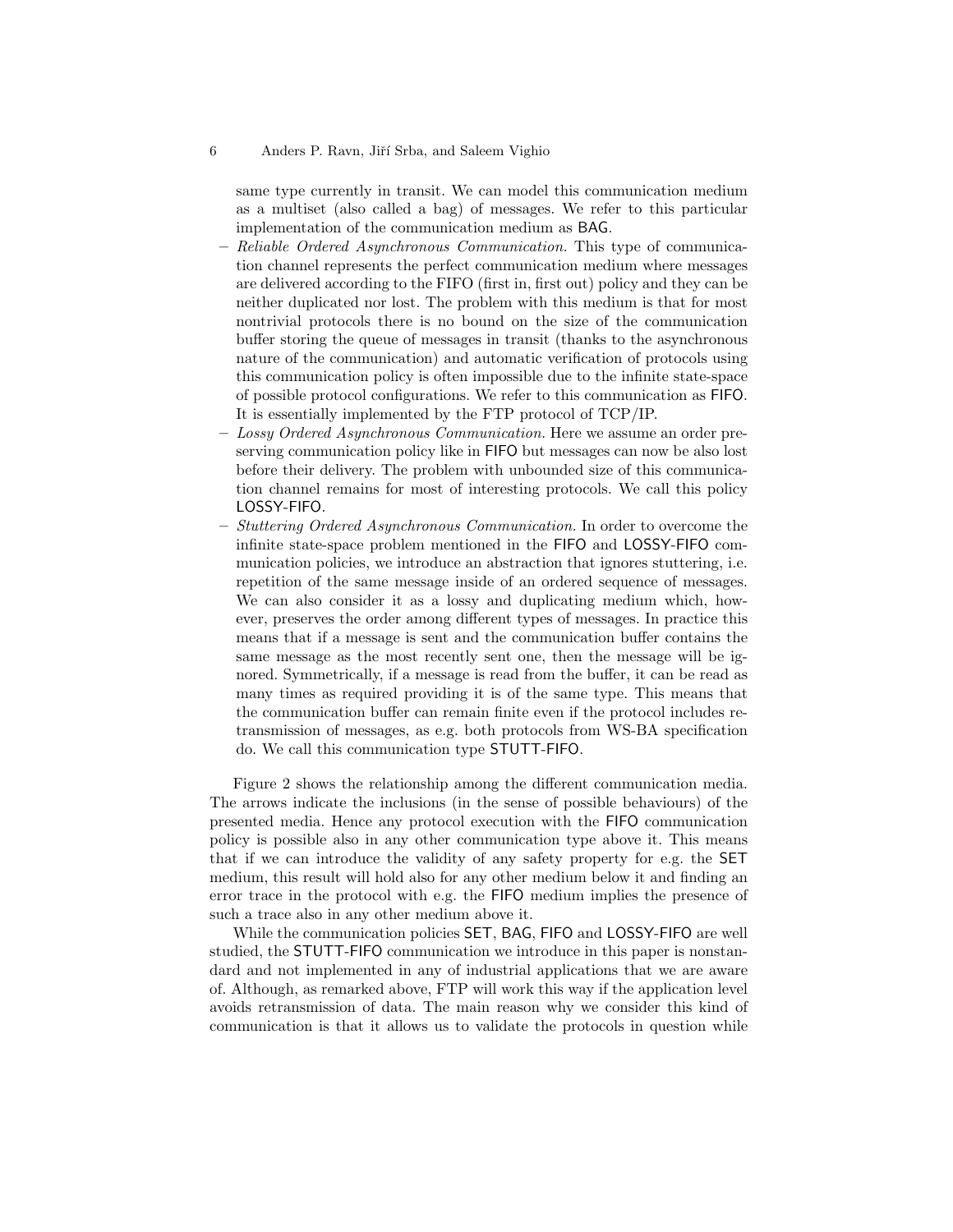same type currently in transit. We can model this communication medium as a multiset (also called a bag) of messages. We refer to this particular implementation of the communication medium as BAG.

– *Reliable Ordered Asynchronous Communication.* This type of communication channel represents the perfect communication medium where messages are delivered according to the FIFO (first in, first out) policy and they can be neither duplicated nor lost. The problem with this medium is that for most nontrivial protocols there is no bound on the size of the communication buffer storing the queue of messages in transit (thanks to the asynchronous nature of the communication) and automatic verification of protocols using this communication policy is often impossible due to the infinite state-space of possible protocol configurations. We refer to this communication as FIFO. It is essentially implemented by the FTP protocol of TCP/IP.
– *Lossy Ordered Asynchronous Communication.* Here we assume an order preserving communication policy like in FIFO but messages can now be also lost before their delivery. The problem with unbounded size of this communication channel remains for most of interesting protocols. We call this policy LOSSY-FIFO.
– *Stuttering Ordered Asynchronous Communication.* In order to overcome the infinite state-space problem mentioned in the FIFO and LOSSY-FIFO communication policies, we introduce an abstraction that ignores stuttering, i.e. repetition of the same message inside of an ordered sequence of messages. We can also consider it as a lossy and duplicating medium which, however, preserves the order among different types of messages. In practice this means that if a message is sent and the communication buffer contains the same message as the most recently sent one, then the message will be ignored. Symmetrically, if a message is read from the buffer, it can be read as many times as required providing it is of the same type. This means that the communication buffer can remain finite even if the protocol includes retransmission of messages, as e.g. both protocols from WS-BA specification do. We call this communication type STUTT-FIFO.

Figure 2 shows the relationship among the different communication media. The arrows indicate the inclusions (in the sense of possible behaviours) of the presented media. Hence any protocol execution with the FIFO communication policy is possible also in any other communication type above it. This means that if we can introduce the validity of any safety property for e.g. the SET medium, this result will hold also for any other medium below it and finding an error trace in the protocol with e.g. the FIFO medium implies the presence of such a trace also in any other medium above it.

While the communication policies SET, BAG, FIFO and LOSSY-FIFO are well studied, the STUTT-FIFO communication we introduce in this paper is nonstandard and not implemented in any of industrial applications that we are aware of. Although, as remarked above, FTP will work this way if the application level avoids retransmission of data. The main reason why we consider this kind of communication is that it allows us to validate the protocols in question while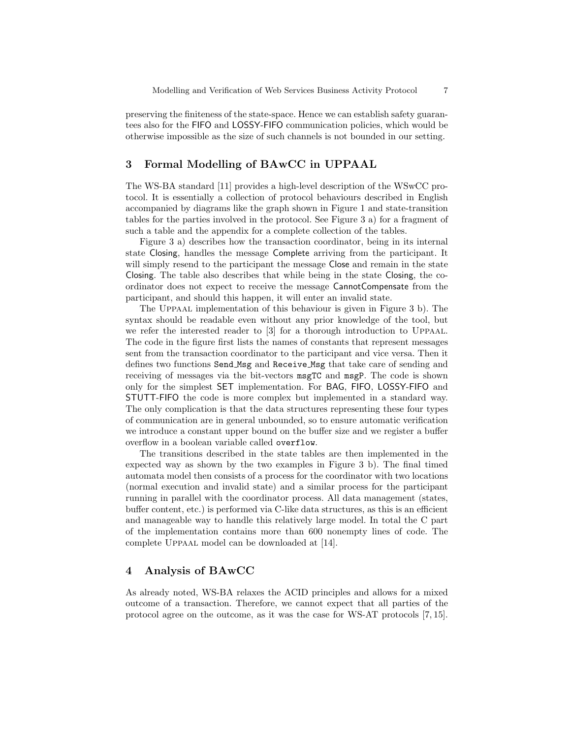preserving the finiteness of the state-space. Hence we can establish safety guarantees also for the FIFO and LOSSY-FIFO communication policies, which would be otherwise impossible as the size of such channels is not bounded in our setting.

## 3 Formal Modelling of BAwCC in UPPAAL

The WS-BA standard [11] provides a high-level description of the WSwCC protocol. It is essentially a collection of protocol behaviours described in English accompanied by diagrams like the graph shown in Figure 1 and state-transition tables for the parties involved in the protocol. See Figure 3 a) for a fragment of such a table and the appendix for a complete collection of the tables.

Figure 3 a) describes how the transaction coordinator, being in its internal state Closing, handles the message Complete arriving from the participant. It will simply resend to the participant the message Close and remain in the state Closing. The table also describes that while being in the state Closing, the coordinator does not expect to receive the message CannotCompensate from the participant, and should this happen, it will enter an invalid state.

The UPPAAL implementation of this behaviour is given in Figure 3 b). The syntax should be readable even without any prior knowledge of the tool, but we refer the interested reader to [3] for a thorough introduction to UPPAAL. The code in the figure first lists the names of constants that represent messages sent from the transaction coordinator to the participant and vice versa. Then it defines two functions `Send_Msg` and `Receive_Msg` that take care of sending and receiving of messages via the bit-vectors `msgTC` and `msgP`. The code is shown only for the simplest SET implementation. For BAG, FIFO, LOSSY-FIFO and STUTT-FIFO the code is more complex but implemented in a standard way. The only complication is that the data structures representing these four types of communication are in general unbounded, so to ensure automatic verification we introduce a constant upper bound on the buffer size and we register a buffer overflow in a boolean variable called `overflow`.

The transitions described in the state tables are then implemented in the expected way as shown by the two examples in Figure 3 b). The final timed automata model then consists of a process for the coordinator with two locations (normal execution and invalid state) and a similar process for the participant running in parallel with the coordinator process. All data management (states, buffer content, etc.) is performed via C-like data structures, as this is an efficient and manageable way to handle this relatively large model. In total the C part of the implementation contains more than 600 nonempty lines of code. The complete UPPAAL model can be downloaded at [14].

## 4 Analysis of BAwCC

As already noted, WS-BA relaxes the ACID principles and allows for a mixed outcome of a transaction. Therefore, we cannot expect that all parties of the protocol agree on the outcome, as it was the case for WS-AT protocols [7, 15].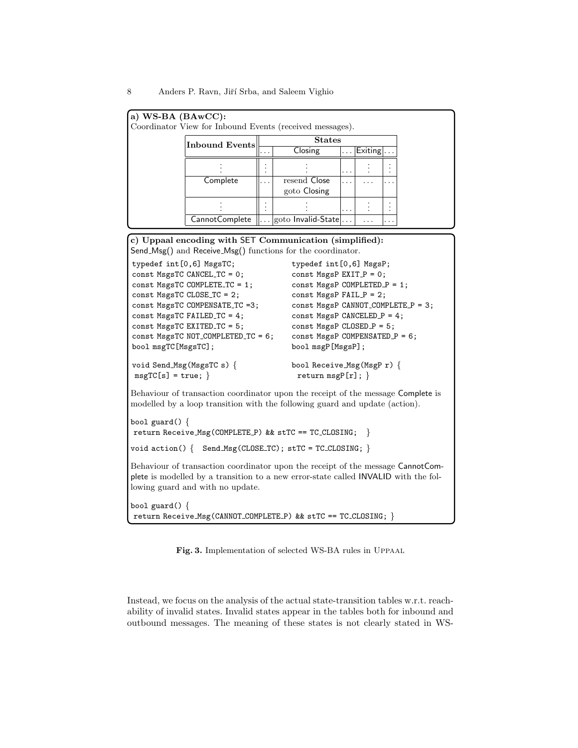**a) WS-BA (BAwCC):**
Coordinator View for Inbound Events (received messages).

| Inbound Events | States | | | | |
|---|---|---|---|---|---|
| | ... | Closing | ... | Exiting | ... |
| ⋮ | ⋮ | ⋮ | ... | ⋮ | ⋮ |
| Complete | ... | resend Close goto Closing | ... | ... | ... |
| ⋮ | ⋮ | ⋮ | ... | ⋮ | ⋮ |
| CannotComplete | ... | goto Invalid-State | ... | ... | ... |

**c) Uppaal encoding with SET Communication (simplified):**
Send_Msg() and Receive_Msg() functions for the coordinator.

```
typedef int[0,6] MsgsTC;
const MsgsTC CANCEL_TC = 0;
const MsgsTC COMPLETE_TC = 1;
const MsgsTC CLOSE_TC = 2;
const MsgsTC COMPENSATE_TC =3;
const MsgsTC FAILED_TC = 4;
const MsgsTC EXITED_TC = 5;
const MsgsTC NOT_COMPLETED_TC = 6;
bool msgTC[MsgsTC];

void Send_Msg(MsgsTC s) {
 msgTC[s] = true; }
```

```
typedef int[0,6] MsgsP;
const MsgsP EXIT_P = 0;
const MsgsP COMPLETED_P = 1;
const MsgsP FAIL_P = 2;
const MsgsP CANNOT_COMPLETE_P = 3;
const MsgsP CANCELED_P = 4;
const MsgsP CLOSED_P = 5;
const MsgsP COMPENSATED_P = 6;
bool msgP[MsgsP];

bool Receive_Msg(MsgP r) {
  return msgP[r]; }
```

Behaviour of transaction coordinator upon the receipt of the message Complete is modelled by a loop transition with the following guard and update (action).

```
bool guard() {
 return Receive_Msg(COMPLETE_P) && stTC == TC_CLOSING;  }

void action() {  Send_Msg(CLOSE_TC); stTC = TC_CLOSING; }
```

Behaviour of transaction coordinator upon the receipt of the message CannotComplete is modelled by a transition to a new error-state called INVALID with the following guard and with no update.

```
bool guard() {
 return Receive_Msg(CANNOT_COMPLETE_P) && stTC == TC_CLOSING; }
```

**Fig. 3.** Implementation of selected WS-BA rules in UPPAAL

Instead, we focus on the analysis of the actual state-transition tables w.r.t. reachability of invalid states. Invalid states appear in the tables both for inbound and outbound messages. The meaning of these states is not clearly stated in WS-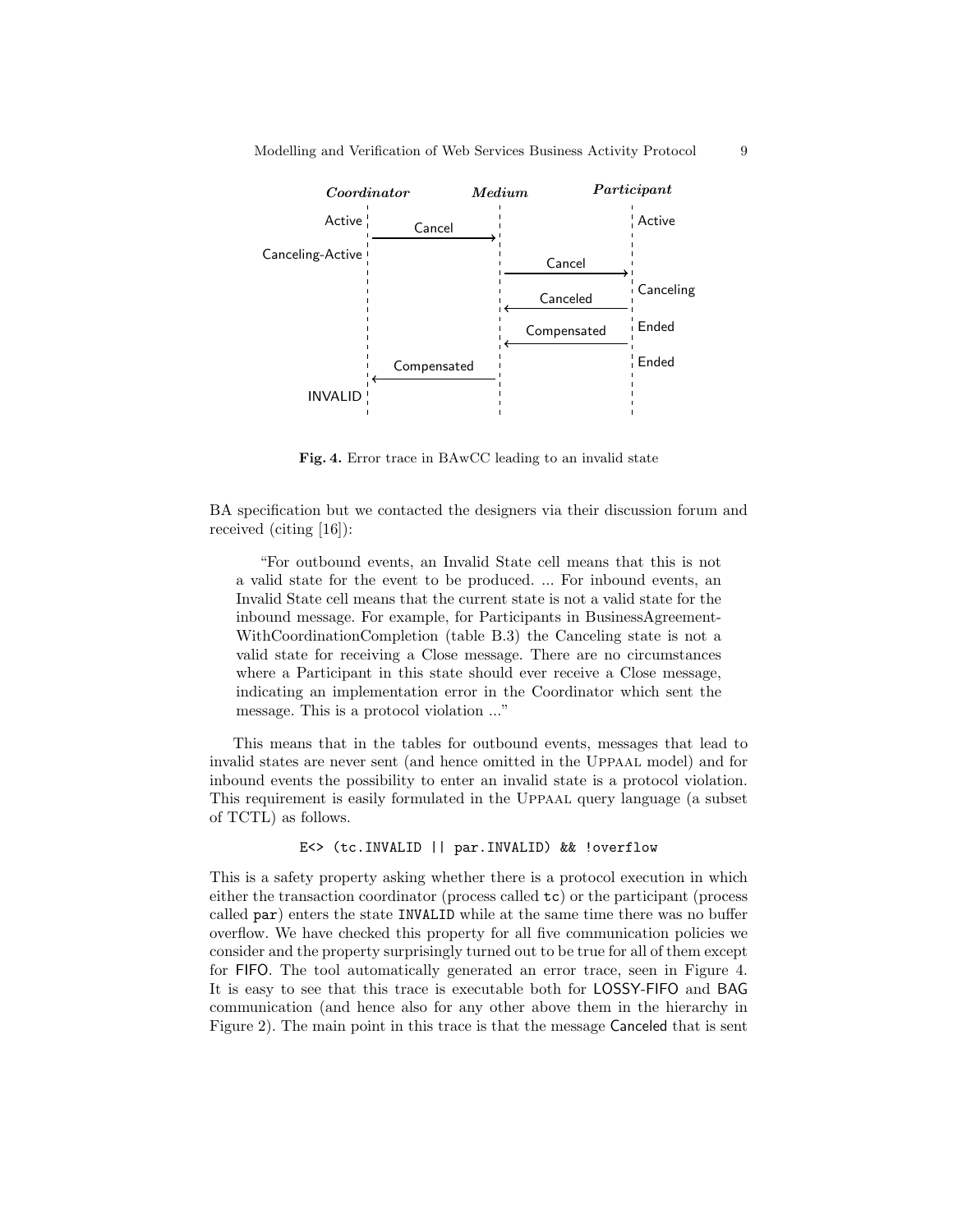**Fig. 4.** Error trace in BAwCC leading to an invalid state

BA specification but we contacted the designers via their discussion forum and received (citing [16]):

> "For outbound events, an Invalid State cell means that this is not a valid state for the event to be produced. ... For inbound events, an Invalid State cell means that the current state is not a valid state for the inbound message. For example, for Participants in BusinessAgreement-WithCoordinationCompletion (table B.3) the Canceling state is not a valid state for receiving a Close message. There are no circumstances where a Participant in this state should ever receive a Close message, indicating an implementation error in the Coordinator which sent the message. This is a protocol violation ..."

This means that in the tables for outbound events, messages that lead to invalid states are never sent (and hence omitted in the UPPAAL model) and for inbound events the possibility to enter an invalid state is a protocol violation. This requirement is easily formulated in the UPPAAL query language (a subset of TCTL) as follows.

```
E<> (tc.INVALID || par.INVALID) && !overflow
```

This is a safety property asking whether there is a protocol execution in which either the transaction coordinator (process called `tc`) or the participant (process called `par`) enters the state `INVALID` while at the same time there was no buffer overflow. We have checked this property for all five communication policies we consider and the property surprisingly turned out to be true for all of them except for FIFO. The tool automatically generated an error trace, seen in Figure 4. It is easy to see that this trace is executable both for LOSSY-FIFO and BAG communication (and hence also for any other above them in the hierarchy in Figure 2). The main point in this trace is that the message Canceled that is sent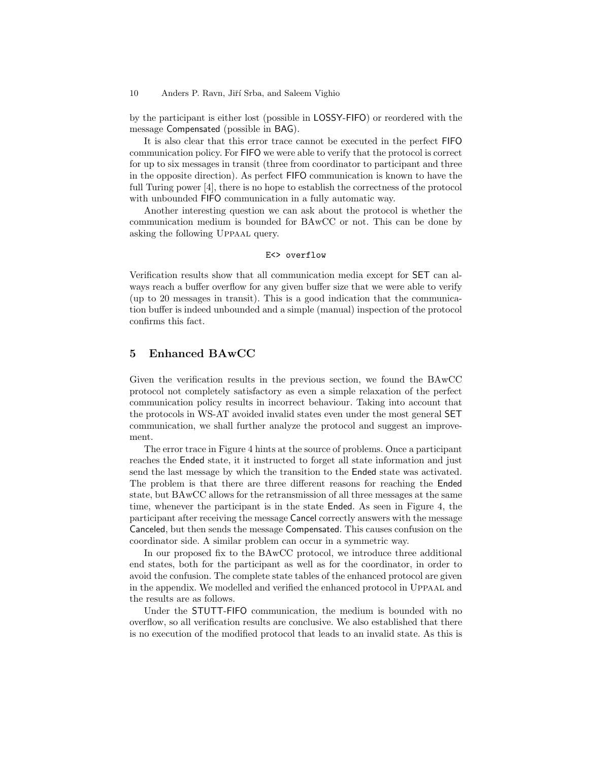by the participant is either lost (possible in LOSSY-FIFO) or reordered with the message Compensated (possible in BAG).

It is also clear that this error trace cannot be executed in the perfect FIFO communication policy. For FIFO we were able to verify that the protocol is correct for up to six messages in transit (three from coordinator to participant and three in the opposite direction). As perfect FIFO communication is known to have the full Turing power [4], there is no hope to establish the correctness of the protocol with unbounded FIFO communication in a fully automatic way.

Another interesting question we can ask about the protocol is whether the communication medium is bounded for BAwCC or not. This can be done by asking the following Uppaal query.

```
E<> overflow
```

Verification results show that all communication media except for SET can always reach a buffer overflow for any given buffer size that we were able to verify (up to 20 messages in transit). This is a good indication that the communication buffer is indeed unbounded and a simple (manual) inspection of the protocol confirms this fact.

## 5 Enhanced BAwCC

Given the verification results in the previous section, we found the BAwCC protocol not completely satisfactory as even a simple relaxation of the perfect communication policy results in incorrect behaviour. Taking into account that the protocols in WS-AT avoided invalid states even under the most general SET communication, we shall further analyze the protocol and suggest an improvement.

The error trace in Figure 4 hints at the source of problems. Once a participant reaches the Ended state, it it instructed to forget all state information and just send the last message by which the transition to the Ended state was activated. The problem is that there are three different reasons for reaching the Ended state, but BAwCC allows for the retransmission of all three messages at the same time, whenever the participant is in the state Ended. As seen in Figure 4, the participant after receiving the message Cancel correctly answers with the message Canceled, but then sends the message Compensated. This causes confusion on the coordinator side. A similar problem can occur in a symmetric way.

In our proposed fix to the BAwCC protocol, we introduce three additional end states, both for the participant as well as for the coordinator, in order to avoid the confusion. The complete state tables of the enhanced protocol are given in the appendix. We modelled and verified the enhanced protocol in Uppaal and the results are as follows.

Under the STUTT-FIFO communication, the medium is bounded with no overflow, so all verification results are conclusive. We also established that there is no execution of the modified protocol that leads to an invalid state. As this is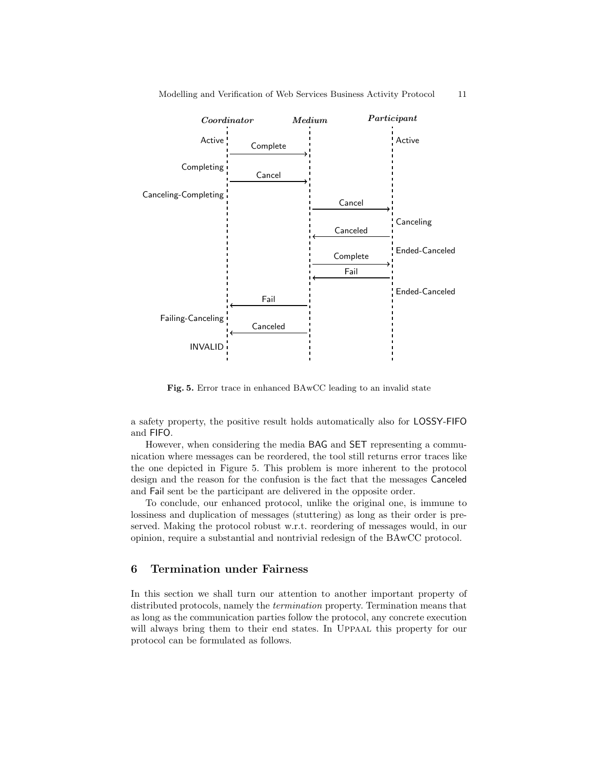Fig. 5. Error trace in enhanced BAwCC leading to an invalid state

a safety property, the positive result holds automatically also for LOSSY-FIFO and FIFO.

However, when considering the media BAG and SET representing a communication where messages can be reordered, the tool still returns error traces like the one depicted in Figure 5. This problem is more inherent to the protocol design and the reason for the confusion is the fact that the messages Canceled and Fail sent be the participant are delivered in the opposite order.

To conclude, our enhanced protocol, unlike the original one, is immune to lossiness and duplication of messages (stuttering) as long as their order is preserved. Making the protocol robust w.r.t. reordering of messages would, in our opinion, require a substantial and nontrivial redesign of the BAwCC protocol.

## 6 Termination under Fairness

In this section we shall turn our attention to another important property of distributed protocols, namely the *termination* property. Termination means that as long as the communication parties follow the protocol, any concrete execution will always bring them to their end states. In Uppaal this property for our protocol can be formulated as follows.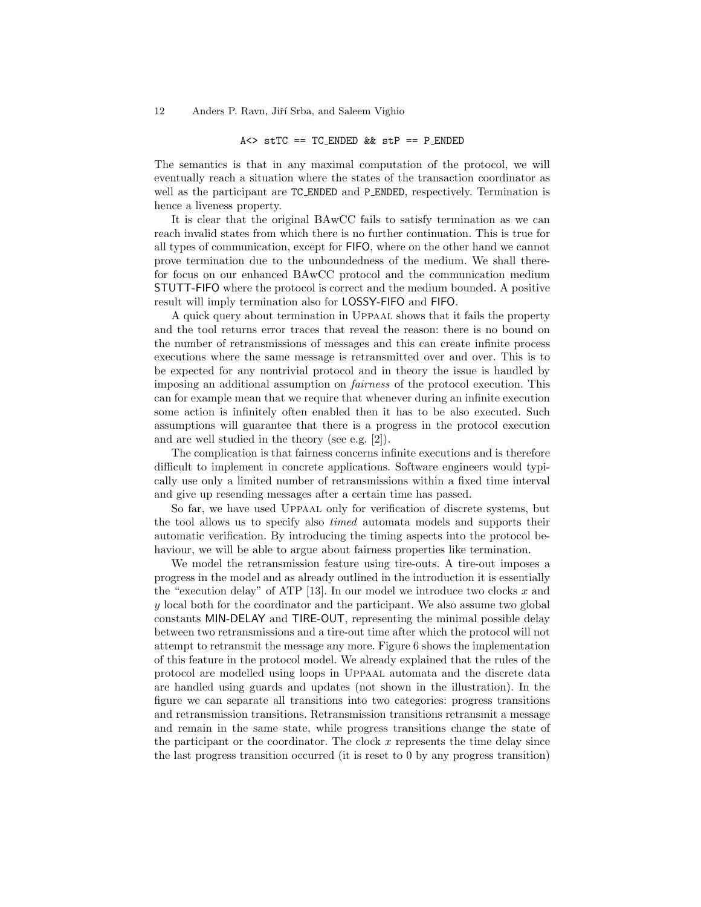```
A<> stTC == TC_ENDED && stP == P_ENDED
```

The semantics is that in any maximal computation of the protocol, we will eventually reach a situation where the states of the transaction coordinator as well as the participant are TC_ENDED and P_ENDED, respectively. Termination is hence a liveness property.

It is clear that the original BAwCC fails to satisfy termination as we can reach invalid states from which there is no further continuation. This is true for all types of communication, except for FIFO, where on the other hand we cannot prove termination due to the unboundedness of the medium. We shall therefor focus on our enhanced BAwCC protocol and the communication medium STUTT-FIFO where the protocol is correct and the medium bounded. A positive result will imply termination also for LOSSY-FIFO and FIFO.

A quick query about termination in Uppaal shows that it fails the property and the tool returns error traces that reveal the reason: there is no bound on the number of retransmissions of messages and this can create infinite process executions where the same message is retransmitted over and over. This is to be expected for any nontrivial protocol and in theory the issue is handled by imposing an additional assumption on *fairness* of the protocol execution. This can for example mean that we require that whenever during an infinite execution some action is infinitely often enabled then it has to be also executed. Such assumptions will guarantee that there is a progress in the protocol execution and are well studied in the theory (see e.g. [2]).

The complication is that fairness concerns infinite executions and is therefore difficult to implement in concrete applications. Software engineers would typically use only a limited number of retransmissions within a fixed time interval and give up resending messages after a certain time has passed.

So far, we have used Uppaal only for verification of discrete systems, but the tool allows us to specify also *timed* automata models and supports their automatic verification. By introducing the timing aspects into the protocol behaviour, we will be able to argue about fairness properties like termination.

We model the retransmission feature using tire-outs. A tire-out imposes a progress in the model and as already outlined in the introduction it is essentially the "execution delay" of ATP [13]. In our model we introduce two clocks $x$ and $y$ local both for the coordinator and the participant. We also assume two global constants MIN-DELAY and TIRE-OUT, representing the minimal possible delay between two retransmissions and a tire-out time after which the protocol will not attempt to retransmit the message any more. Figure 6 shows the implementation of this feature in the protocol model. We already explained that the rules of the protocol are modelled using loops in Uppaal automata and the discrete data are handled using guards and updates (not shown in the illustration). In the figure we can separate all transitions into two categories: progress transitions and retransmission transitions. Retransmission transitions retransmit a message and remain in the same state, while progress transitions change the state of the participant or the coordinator. The clock $x$ represents the time delay since the last progress transition occurred (it is reset to 0 by any progress transition)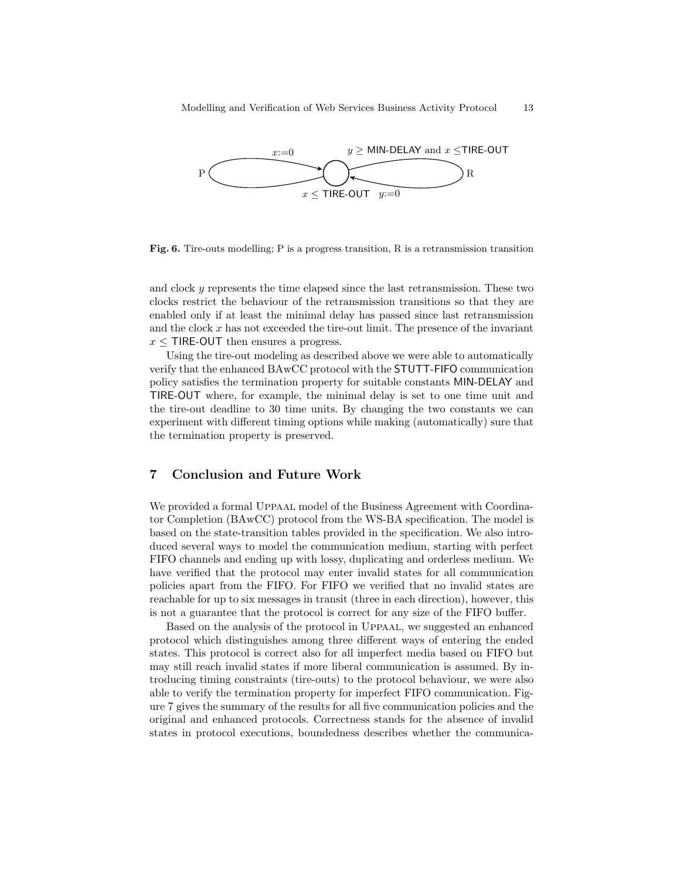P

$x$:=0

$x \leq$ TIRE-OUT

$y \geq$ MIN-DELAY and $x \leq$TIRE-OUT

$y$:=0

R

**Fig. 6.** Tire-outs modelling; P is a progress transition, R is a retransmission transition

and clock $y$ represents the time elapsed since the last retransmission. These two clocks restrict the behaviour of the retransmission transitions so that they are enabled only if at least the minimal delay has passed since last retransmission and the clock $x$ has not exceeded the tire-out limit. The presence of the invariant $x \leq$ TIRE-OUT then ensures a progress.

Using the tire-out modeling as described above we were able to automatically verify that the enhanced BAwCC protocol with the STUTT-FIFO communication policy satisfies the termination property for suitable constants MIN-DELAY and TIRE-OUT where, for example, the minimal delay is set to one time unit and the tire-out deadline to 30 time units. By changing the two constants we can experiment with different timing options while making (automatically) sure that the termination property is preserved.

## 7 Conclusion and Future Work

We provided a formal Uppaal model of the Business Agreement with Coordinator Completion (BAwCC) protocol from the WS-BA specification. The model is based on the state-transition tables provided in the specification. We also introduced several ways to model the communication medium, starting with perfect FIFO channels and ending up with lossy, duplicating and orderless medium. We have verified that the protocol may enter invalid states for all communication policies apart from the FIFO. For FIFO we verified that no invalid states are reachable for up to six messages in transit (three in each direction), however, this is not a guarantee that the protocol is correct for any size of the FIFO buffer.

Based on the analysis of the protocol in Uppaal, we suggested an enhanced protocol which distinguishes among three different ways of entering the ended states. This protocol is correct also for all imperfect media based on FIFO but may still reach invalid states if more liberal communication is assumed. By introducing timing constraints (tire-outs) to the protocol behaviour, we were also able to verify the termination property for imperfect FIFO communication. Figure 7 gives the summary of the results for all five communication policies and the original and enhanced protocols. Correctness stands for the absence of invalid states in protocol executions, boundedness describes whether the communica-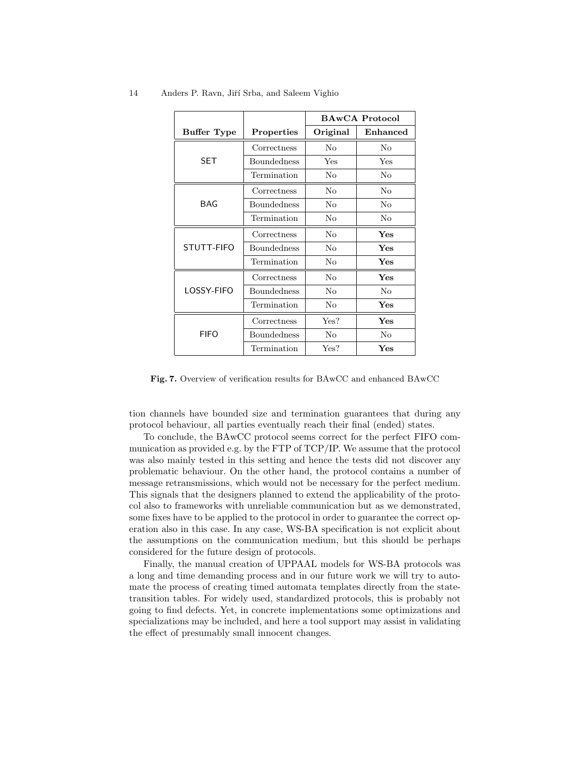| | | BAwCA Protocol | |
|---|---|---|---|
| **Buffer Type** | **Properties** | **Original** | **Enhanced** |
| SET | Correctness | No | No |
| | Boundedness | Yes | Yes |
| | Termination | No | No |
| BAG | Correctness | No | No |
| | Boundedness | No | No |
| | Termination | No | No |
| STUTT-FIFO | Correctness | No | **Yes** |
| | Boundedness | No | **Yes** |
| | Termination | No | **Yes** |
| LOSSY-FIFO | Correctness | No | **Yes** |
| | Boundedness | No | No |
| | Termination | No | **Yes** |
| FIFO | Correctness | Yes? | **Yes** |
| | Boundedness | No | No |
| | Termination | Yes? | **Yes** |

**Fig. 7.** Overview of verification results for BAwCC and enhanced BAwCC

tion channels have bounded size and termination guarantees that during any protocol behaviour, all parties eventually reach their final (ended) states.

To conclude, the BAwCC protocol seems correct for the perfect FIFO communication as provided e.g. by the FTP of TCP/IP. We assume that the protocol was also mainly tested in this setting and hence the tests did not discover any problematic behaviour. On the other hand, the protocol contains a number of message retransmissions, which would not be necessary for the perfect medium. This signals that the designers planned to extend the applicability of the protocol also to frameworks with unreliable communication but as we demonstrated, some fixes have to be applied to the protocol in order to guarantee the correct operation also in this case. In any case, WS-BA specification is not explicit about the assumptions on the communication medium, but this should be perhaps considered for the future design of protocols.

Finally, the manual creation of UPPAAL models for WS-BA protocols was a long and time demanding process and in our future work we will try to automate the process of creating timed automata templates directly from the state-transition tables. For widely used, standardized protocols, this is probably not going to find defects. Yet, in concrete implementations some optimizations and specializations may be included, and here a tool support may assist in validating the effect of presumably small innocent changes.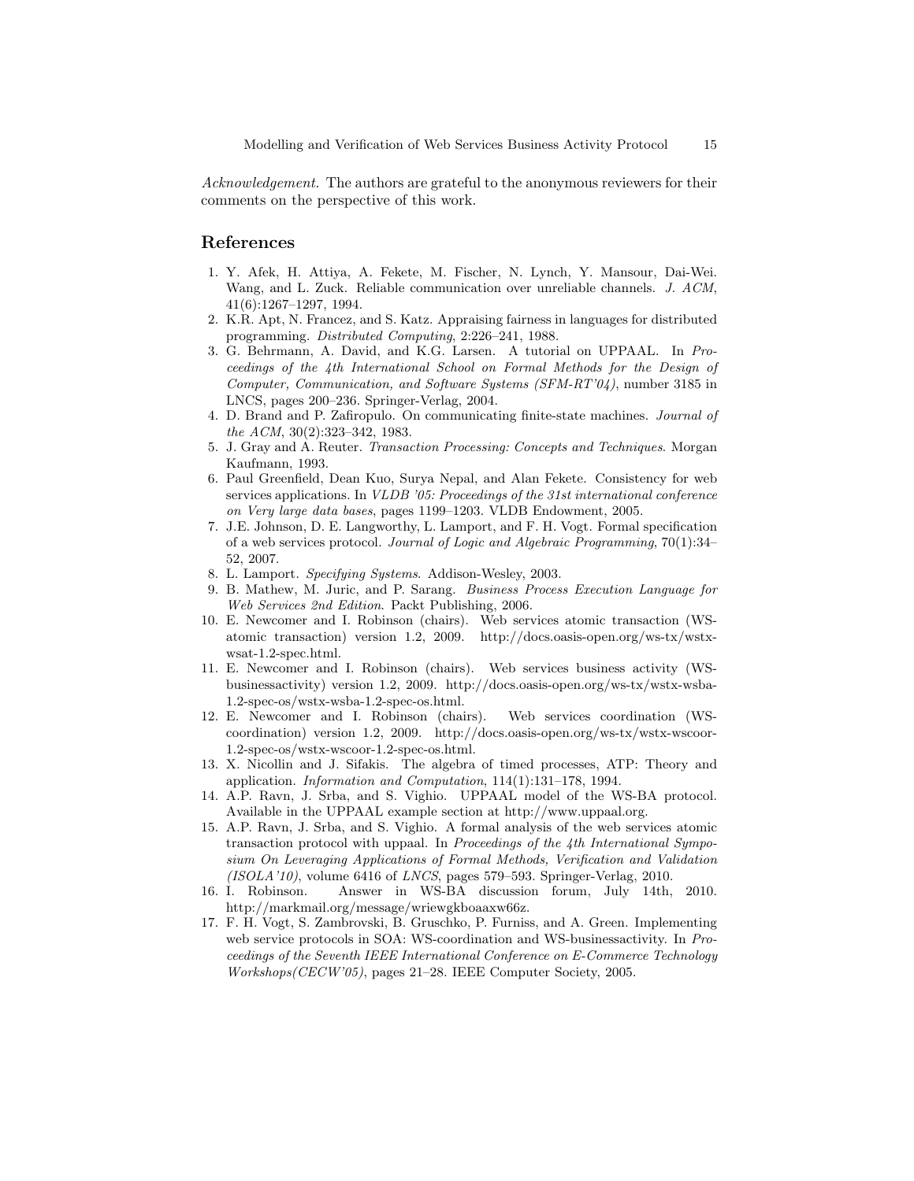*Acknowledgement.* The authors are grateful to the anonymous reviewers for their comments on the perspective of this work.

## References

1. Y. Afek, H. Attiya, A. Fekete, M. Fischer, N. Lynch, Y. Mansour, Dai-Wei. Wang, and L. Zuck. Reliable communication over unreliable channels. *J. ACM*, 41(6):1267–1297, 1994.
2. K.R. Apt, N. Francez, and S. Katz. Appraising fairness in languages for distributed programming. *Distributed Computing*, 2:226–241, 1988.
3. G. Behrmann, A. David, and K.G. Larsen. A tutorial on UPPAAL. In *Proceedings of the 4th International School on Formal Methods for the Design of Computer, Communication, and Software Systems (SFM-RT'04)*, number 3185 in LNCS, pages 200–236. Springer-Verlag, 2004.
4. D. Brand and P. Zafiropulo. On communicating finite-state machines. *Journal of the ACM*, 30(2):323–342, 1983.
5. J. Gray and A. Reuter. *Transaction Processing: Concepts and Techniques*. Morgan Kaufmann, 1993.
6. Paul Greenfield, Dean Kuo, Surya Nepal, and Alan Fekete. Consistency for web services applications. In *VLDB '05: Proceedings of the 31st international conference on Very large data bases*, pages 1199–1203. VLDB Endowment, 2005.
7. J.E. Johnson, D. E. Langworthy, L. Lamport, and F. H. Vogt. Formal specification of a web services protocol. *Journal of Logic and Algebraic Programming*, 70(1):34–52, 2007.
8. L. Lamport. *Specifying Systems*. Addison-Wesley, 2003.
9. B. Mathew, M. Juric, and P. Sarang. *Business Process Execution Language for Web Services 2nd Edition*. Packt Publishing, 2006.
10. E. Newcomer and I. Robinson (chairs). Web services atomic transaction (WS-atomic transaction) version 1.2, 2009. http://docs.oasis-open.org/ws-tx/wstx-wsat-1.2-spec.html.
11. E. Newcomer and I. Robinson (chairs). Web services business activity (WS-businessactivity) version 1.2, 2009. http://docs.oasis-open.org/ws-tx/wstx-wsba-1.2-spec-os/wstx-wsba-1.2-spec-os.html.
12. E. Newcomer and I. Robinson (chairs). Web services coordination (WS-coordination) version 1.2, 2009. http://docs.oasis-open.org/ws-tx/wstx-wscoor-1.2-spec-os/wstx-wscoor-1.2-spec-os.html.
13. X. Nicollin and J. Sifakis. The algebra of timed processes, ATP: Theory and application. *Information and Computation*, 114(1):131–178, 1994.
14. A.P. Ravn, J. Srba, and S. Vighio. UPPAAL model of the WS-BA protocol. Available in the UPPAAL example section at http://www.uppaal.org.
15. A.P. Ravn, J. Srba, and S. Vighio. A formal analysis of the web services atomic transaction protocol with uppaal. In *Proceedings of the 4th International Symposium On Leveraging Applications of Formal Methods, Verification and Validation (ISOLA'10)*, volume 6416 of *LNCS*, pages 579–593. Springer-Verlag, 2010.
16. I. Robinson. Answer in WS-BA discussion forum, July 14th, 2010. http://markmail.org/message/wriewgkboaaxw66z.
17. F. H. Vogt, S. Zambrovski, B. Gruschko, P. Furniss, and A. Green. Implementing web service protocols in SOA: WS-coordination and WS-businessactivity. In *Proceedings of the Seventh IEEE International Conference on E-Commerce Technology Workshops(CECW'05)*, pages 21–28. IEEE Computer Society, 2005.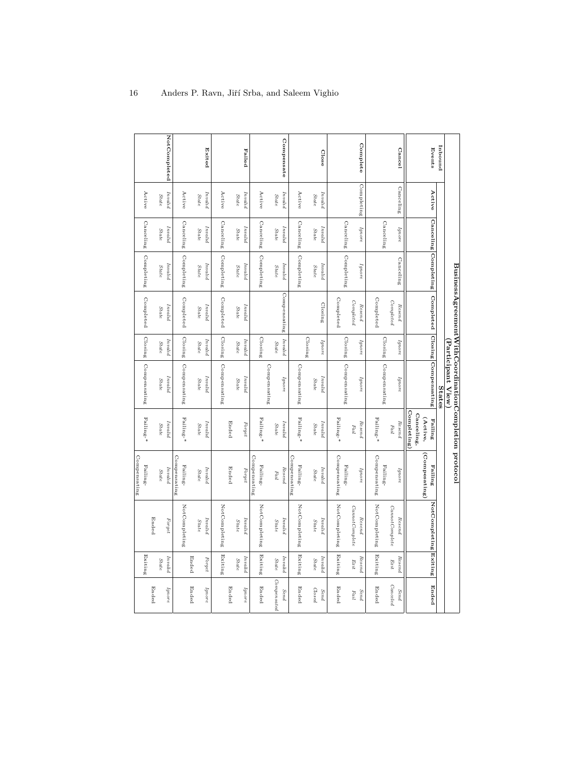**BusinessAgreementWithCoordinationCompletion protocol (Participant View)**

| Inbound Events | States | | | | | | | | | | |
|---|---|---|---|---|---|---|---|---|---|---|---|
| | **Active** | **Canceling** | **Completing** | **Completed** | **Closing** | **Compensating** | **Failing (Active, Canceling, Completing)** | **Failing (Compensating)** | **NotCompleting** | **Exiting** | **Ended** |
| **Cancel** | Canceling | *Ignore* Canceling | Canceling | *Resend Completed* Completed | *Ignore* Closing | *Ignore* Compensating | *Resend Fail* Failing-* | *Ignore* Failing-Compensating | *Resend CannotComplete* NotCompleting | *Resend Exit* Exiting | *Send Canceled* Ended |
| **Complete** | Completing | *Ignore* Canceling | *Ignore* Completing | *Resend Completed* Completed | *Ignore* Closing | *Ignore* Compensating | *Resend Fail* Failing-* | *Ignore* Failing-Compensating | *Resend CannotComplete* NotCompleting | *Resend Exit* Exiting | *Send Fail* Ended |
| **Close** | *Invalid State* Active | *Invalid State* Canceling | *Invalid State* Completing | Closing | *Ignore* Closing | *Invalid State* Compensating | *Invalid State* Failing-* | *Invalid State* Failing-Compensating | *Invalid State* NotCompleting | *Invalid State* Exiting | *Send Closed* Ended |
| **Compensate** | *Invalid State* Active | *Invalid State* Canceling | *Invalid State* Completing | Compensating | *Invalid State* Closing | *Ignore* Compensating | *Invalid State* Failing-* | *Resend Fail* Failing-Compensating | *Invalid State* NotCompleting | *Invalid State* Exiting | *Send Compensated* Ended |
| **Failed** | *Invalid State* Active | *Invalid State* Canceling | *Invalid State* Completing | *Invalid State* Completed | *Invalid State* Closing | *Invalid State* Compensating | *Forget* Ended | *Forget* Ended | *Invalid State* NotCompleting | *Invalid State* Exiting | *Ignore* Ended |
| **Exited** | *Invalid State* Active | *Invalid State* Canceling | *Invalid State* Completing | *Invalid State* Completed | *Invalid State* Closing | *Invalid State* Compensating | *Invalid State* Failing-* | *Invalid State* Failing-Compensating | *Invalid State* NotCompleting | *Forget* Ended | *Ignore* Ended |
| **NotCompleted** | *Invalid State* Active | *Invalid State* Canceling | *Invalid State* Completing | *Invalid State* Completed | *Invalid State* Closing | *Invalid State* Compensating | *Invalid State* Failing-* | *Invalid State* Failing-Compensating | *Forget* Ended | *Invalid State* Exiting | *Ignore* Ended |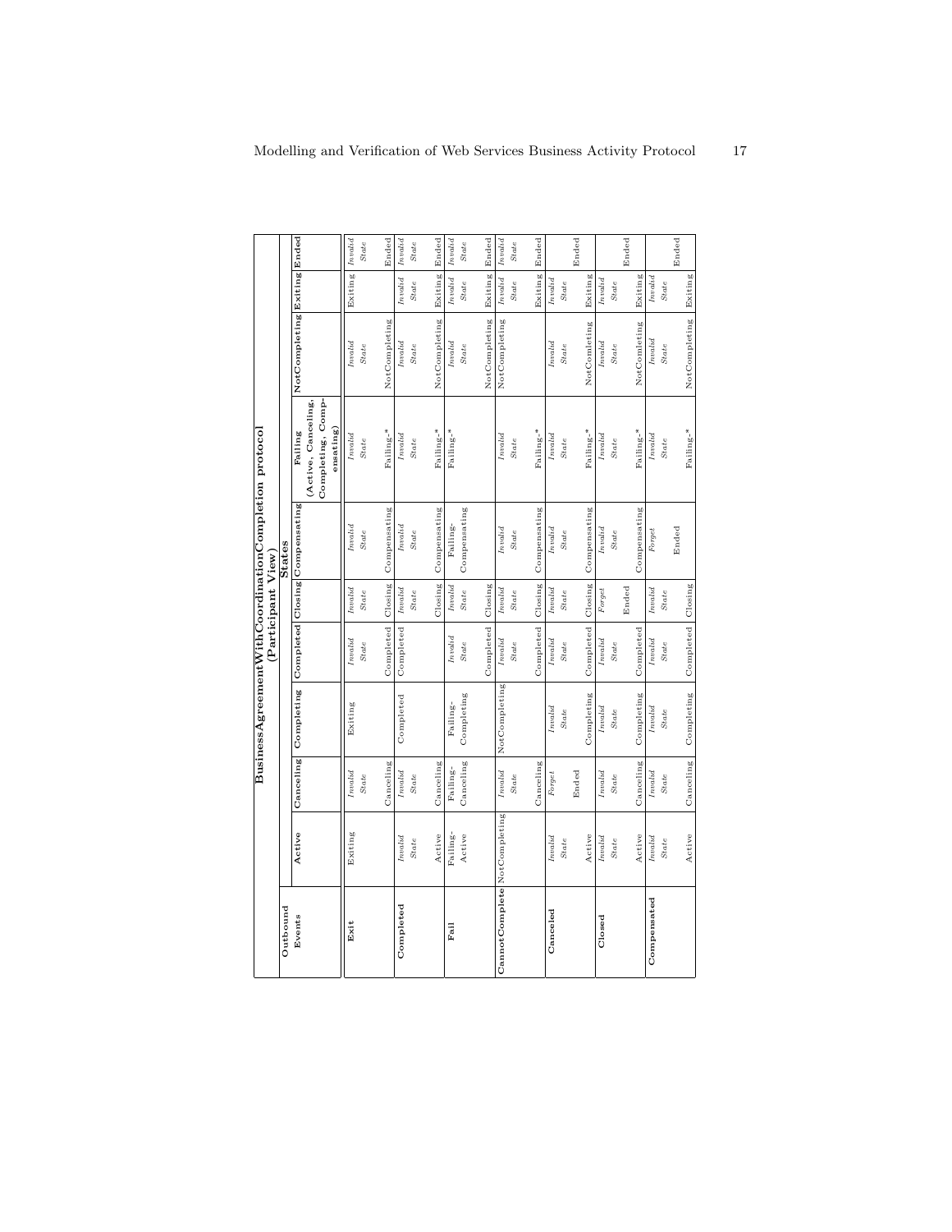| BusinessAgreementWithCoordinationCompletion protocol (Participant View) | | | | | | | | | | |
|---|---|---|---|---|---|---|---|---|---|---|
| **Outbound Events** | **States** | | | | | | | | | |
| | **Active** | **Canceling** | **Completing** | **Completed** | **Closing** | **Compensating** | **Failing (Active, Canceling, Completing, Compensating)** | **NotCompleting** | **Exiting** | **Ended** |
| **Exit** | Exiting | *Invalid State* Canceling | Exiting | *Invalid State* Completed | *Invalid State* Closing | *Invalid State* Compensating | *Invalid State* Failing-* | *Invalid State* NotCompleting | Exiting | *Invalid State* Ended |
| **Completed** | *Invalid State* Active | *Invalid State* Canceling | Completed | Completed | *Invalid State* Closing | *Invalid State* Compensating | *Invalid State* Failing-* | *Invalid State* NotCompleting | *Invalid State* Exiting | *Invalid State* Ended |
| **Fail** | Failing-Active | Failing-Canceling | Failing-Completing | *Invalid State* Completed | *Invalid State* Closing | Failing-Compensating | Failing-* | *Invalid State* NotCompleting | *Invalid State* Exiting | *Invalid State* Ended |
| **CannotComplete** | NotCompleting | *Invalid State* Canceling | NotCompleting | *Invalid State* Completed | *Invalid State* Closing | *Invalid State* Compensating | *Invalid State* Failing-* | NotCompleting | *Invalid State* Exiting | *Invalid State* Ended |
| **Canceled** | *Invalid State* Active | *Forget* Ended | *Invalid State* Completing | *Invalid State* Completed | *Invalid State* Closing | *Invalid State* Compensating | *Invalid State* Failing-* | *Invalid State* NotComleting | *Invalid State* Exiting | Ended |
| **Closed** | *Invalid State* Active | *Invalid State* Canceling | *Invalid State* Completing | *Invalid State* Completed | *Forget* Ended | *Invalid State* Compensating | *Invalid State* Failing-* | *Invalid State* NotComleting | *Invalid State* Exiting | Ended |
| **Compensated** | *Invalid State* Active | *Invalid State* Canceling | *Invalid State* Completing | *Invalid State* Completed | *Invalid State* Closing | *Forget* Ended | *Invalid State* Failing-* | *Invalid State* NotCompleting | *Invalid State* Exiting | Ended |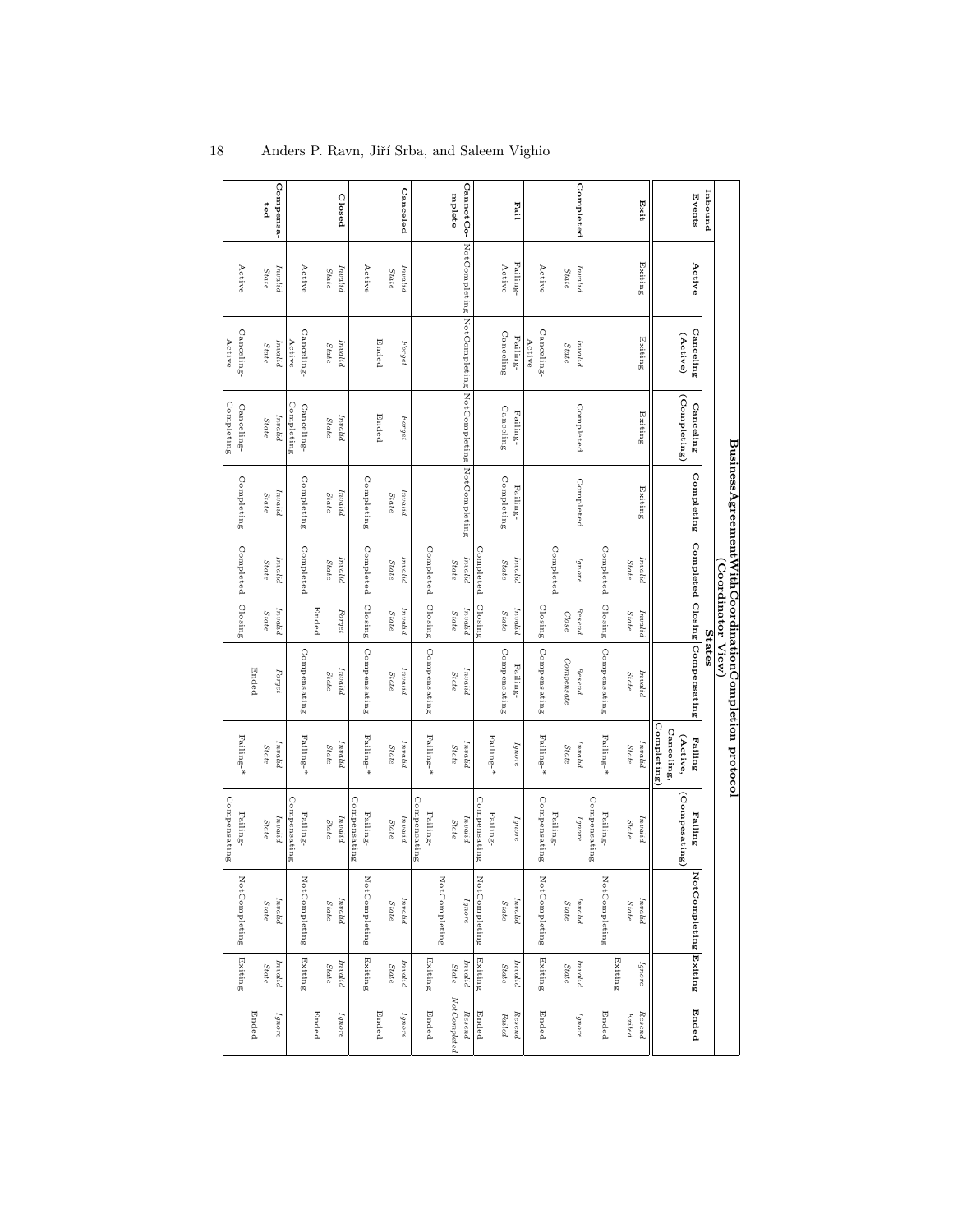**BusinessAgreementWithCoordinationCompletion protocol (Coordinator View)**

| Inbound Events | States | | | | | | | | | | | |
|---|---|---|---|---|---|---|---|---|---|---|---|---|
| | Active | Canceling (Active) | Canceling (Completing) | Completing | Completed | Closing | Compensating | Failing (Active, Canceling, Completing) | Failing (Compesating) | NotCompleting | Exiting | Ended |
| **Exit** | Exiting | Exiting | Exiting | Exiting | *Invalid State* Completed | *Invalid State* Closing | *Invalid State* Compensating | *Invalid State* Failing-* | *Invalid State* Failing-Compensating | *Invalid State* NotCompleting | *Ignore* Exiting | *Resend Exited* Ended |
| **Completed** | *Invalid State* Active | *Invalid State* Canceling-Active | Completed | Completed | *Ignore* Completed | *Resend Close* Closing | *Resend Compensate* Compensating | *Invalid State* Failing-* | *Ignore* Failing-Compensating | *Invalid State* NotCompleting | *Invalid State* Exiting | *Ignore* Ended |
| **Fail** | Failing-Active | Failing-Canceling | Failing-Canceling | Failing-Completing | *Invalid State* Completed | *Invalid State* Closing | Failing-Compensating | *Ignore* Failing-* | *Ignore* Failing-Compensating | *Invalid State* NotCompleting | *Invalid State* Exiting | *Resend Failed* Ended |
| **CannotComplete** | NotCompleting | NotCompleting | NotCompleting | NotCompleting | *Invalid State* Completed | *Invalid State* Closing | *Invalid State* Compensating | *Invalid State* Failing-* | *Invalid State* Failing-Compensating | *Ignore* NotCompleting | *Invalid State* Exiting | *Resend NotCompleted* Ended |
| **Canceled** | *Invalid State* Active | *Forget* Ended | *Forget* Ended | *Invalid State* Completing | *Invalid State* Completed | *Invalid State* Closing | *Invalid State* Compensating | *Invalid State* Failing-* | *Invalid State* Failing-Compensating | *Invalid State* NotCompleting | *Invalid State* Exiting | *Ignore* Ended |
| **Closed** | *Invalid State* Active | *Invalid State* Canceling-Active | *Invalid State* Canceling-Completing | *Invalid State* Completing | *Invalid State* Completed | *Forget* Ended | *Invalid State* Compensating | *Invalid State* Failing-* | *Invalid State* Failing-Compensating | *Invalid State* NotCompleting | *Invalid State* Exiting | *Ignore* Ended |
| **Compensated** | *Invalid State* Active | *Invalid State* Canceling-Active | *Invalid State* Canceling-Completing | *Invalid State* Completing | *Invalid State* Completed | *Invalid State* Closing | *Forget* Ended | *Invalid State* Failing-* | *Invalid State* Failing-Compensating | *Invalid State* NotCompleting | *Invalid State* Exiting | *Ignore* Ended |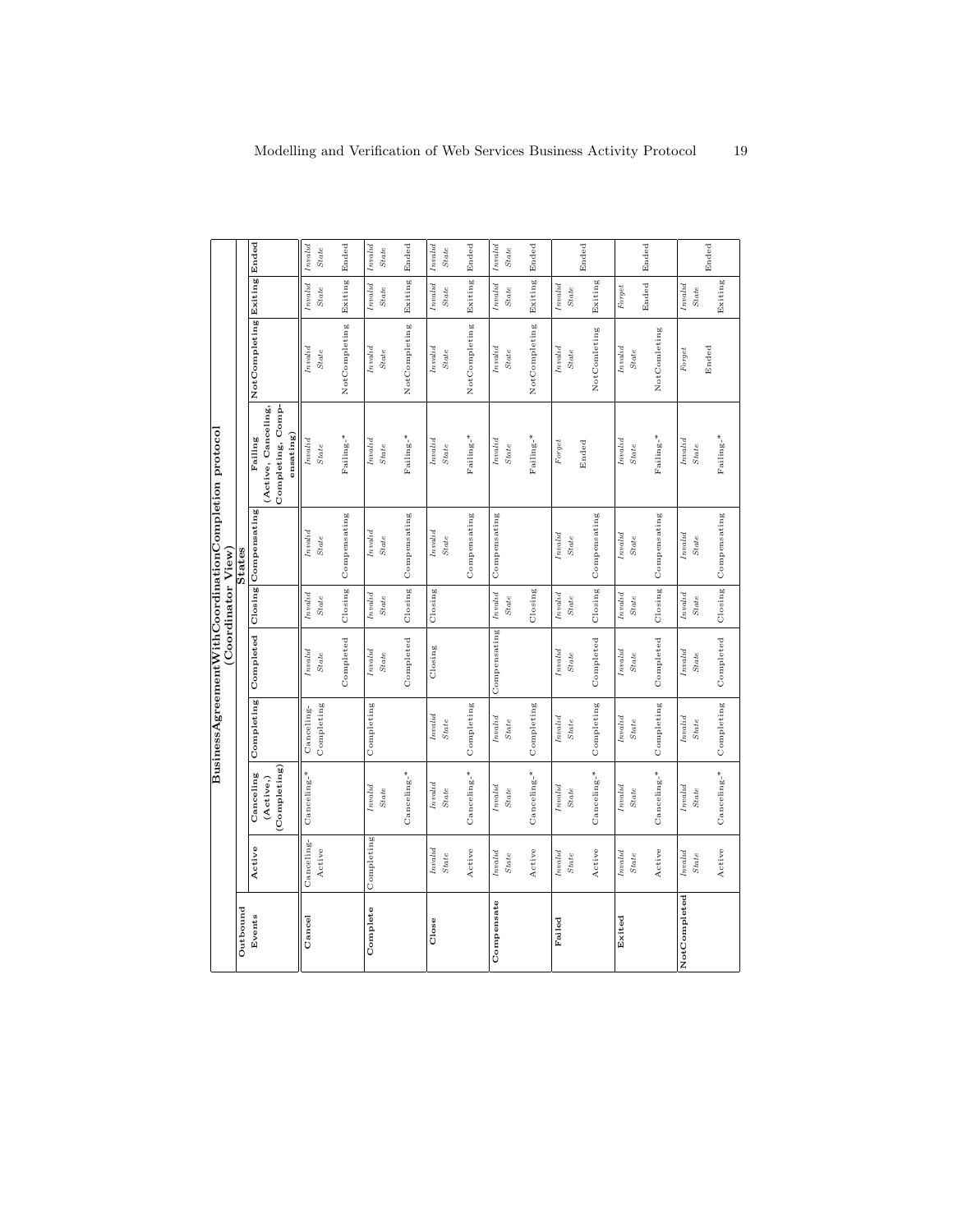**BusinessAgreementWithCoordinationCompletion protocol (Coordinator View)**

| Outbound Events | States | | | | | | | | | |
|---|---|---|---|---|---|---|---|---|---|---|
| | **Active** | **Canceling (Active,) (Completing)** | **Completing** | **Completed** | **Closing** | **Compensating** | **Failing (Active, Canceling, Completing, Compensating)** | **NotCompleting** | **Exiting** | **Ended** |
| **Cancel** | Canceling-Active | Canceling-* | Canceling-Completing | *Invalid State* / Completed | *Invalid State* / Closing | *Invalid State* / Compensating | *Invalid State* / Failing-* | *Invalid State* / NotCompleting | *Invalid State* / Exiting | *Invalid State* / Ended |
| **Complete** | Completing | *Invalid State* / Canceling-* | Completing | *Invalid State* / Completed | *Invalid State* / Closing | *Invalid State* / Compensating | *Invalid State* / Failing-* | *Invalid State* / NotCompleting | *Invalid State* / Exiting | *Invalid State* / Ended |
| **Close** | *Invalid State* / Active | *Invalid State* / Canceling-* | *Invalid State* / Completing | Closing | Closing | *Invalid State* / Compensating | *Invalid State* / Failing-* | *Invalid State* / NotCompleting | *Invalid State* / Exiting | *Invalid State* / Ended |
| **Compensate** | *Invalid State* / Active | *Invalid State* / Canceling-* | *Invalid State* / Completing | Compensating | *Invalid State* / Closing | Compensating | *Invalid State* / Failing-* | *Invalid State* / NotCompleting | *Invalid State* / Exiting | *Invalid State* / Ended |
| **Failed** | *Invalid State* / Active | *Invalid State* / Canceling-* | *Invalid State* / Completing | *Invalid State* / Completed | *Invalid State* / Closing | *Invalid State* / Compensating | *Forget* / Ended | *Invalid State* / NotComleting | *Invalid State* / Exiting | Ended |
| **Exited** | *Invalid State* / Active | *Invalid State* / Canceling-* | *Invalid State* / Completing | *Invalid State* / Completed | *Invalid State* / Closing | *Invalid State* / Compensating | *Invalid State* / Failing-* | *Invalid State* / NotComleting | *Forget* / Ended | Ended |
| **NotCompleted** | *Invalid State* / Active | *Invalid State* / Canceling-* | *Invalid State* / Completing | *Invalid State* / Completed | *Invalid State* / Closing | *Invalid State* / Compensating | *Invalid State* / Failing-* | *Forget* / Ended | *Invalid State* / Exiting | Ended |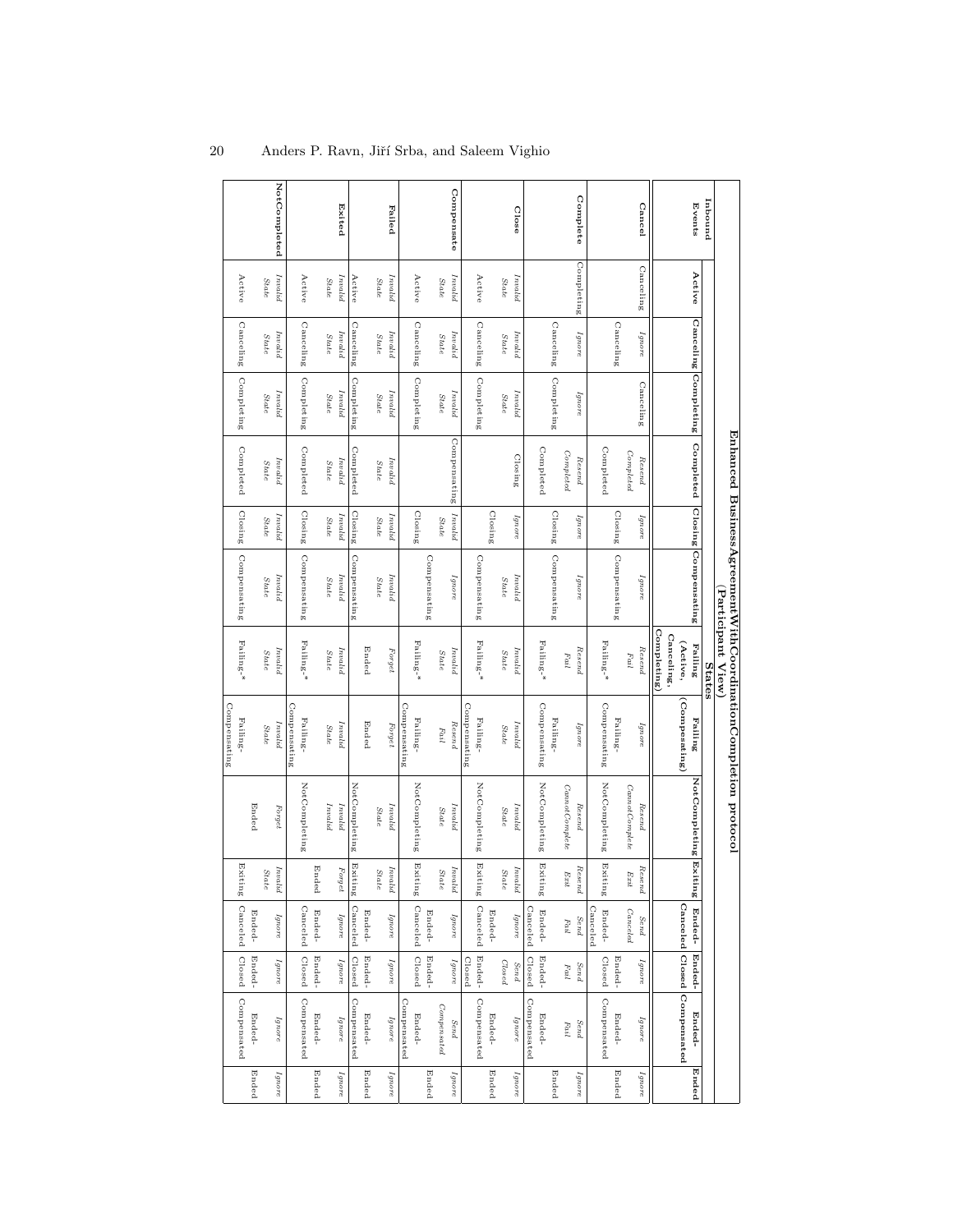**Enhanced BusinessAgreementWithCoordinationCompletion protocol (Participant View)**

| Inbound Events | States | | | | | | | | | | | | | |
|---|---|---|---|---|---|---|---|---|---|---|---|---|---|---|
| | **Active** | **Canceling** | **Completing** | **Completed** | **Closing** | **Compensating** | **Failing (Active, Canceling, Completing)** | **Failing (Compensating)** | **NotCompleting** | **Exiting** | **Ended-Canceled** | **Ended-Closed** | **Ended-Compensated** | **Ended** |
| **Cancel** | Canceling | *Ignore* Canceling | Canceling | *Resend Completed* Completed | *Ignore* Closing | *Ignore* Compensating | *Resend Fail* Failing-* | *Ignore* Failing-Compensating | *Resend CannotComplete* NotCompleting | *Resend Exit* Exiting | *Send Canceled* Ended-Canceled | *Ignore* Ended-Closed | *Ignore* Ended-Compensated | *Ignore* Ended |
| **Complete** | Completing | *Ignore* Canceling | *Ignore* Completing | *Resend Completed* Completed | *Ignore* Closing | *Ignore* Compensating | *Resend Fail* Failing-* | *Ignore* Failing-Compensating | *Resend CannotComplete* NotCompleting | *Resend Exit* Exiting | *Send Fail* Ended-Canceled | *Send Fail* Ended-Closed | *Send Fail* Ended-Compensated | *Ignore* Ended |
| **Close** | *Invalid State* Active | *Invalid State* Canceling | *Invalid State* Completing | Closing | *Ignore* Closing | *Invalid State* Compensating | *Invalid State* Failing-* | *Invalid State* Failing-Compensating | *Invalid State* NotCompleting | *Invalid State* Exiting | *Ignore* Ended-Canceled | *Send Closed* Ended-Closed | *Ignore* Ended-Compensated | *Ignore* Ended |
| **Compensate** | *Invalid State* Active | *Invalid State* Canceling | *Invalid State* Completing | Compensating | *Invalid State* Closing | *Ignore* Compensating | *Invalid State* Failing-* | *Resend Fail* Failing-Compensating | *Invalid State* NotCompleting | *Invalid State* Exiting | *Ignore* Ended-Canceled | *Ignore* Ended-Closed | *Send Compensated* Ended-Compensated | *Ignore* Ended |
| **Failed** | *Invalid State* Active | *Invalid State* Canceling | *Invalid State* Completing | *Invalid State* Completed | *Invalid State* Closing | *Invalid State* Compensating | *Forget* Ended | *Forget* Ended | *Invalid State* NotCompleting | *Invalid State* Exiting | *Ignore* Ended-Canceled | *Ignore* Ended-Closed | *Ignore* Ended-Compensated | *Ignore* Ended |
| **Exited** | *Invalid State* Active | *Invalid State* Canceling | *Invalid State* Completing | *Invalid State* Completed | *Invalid State* Closing | *Invalid State* Compensating | *Invalid State* Failing-* | *Invalid State* Failing-Compensating | *Invalid Invalid* NotCompleting | *Forget* Ended | *Ignore* Ended-Canceled | *Ignore* Ended-Closed | *Ignore* Ended-Compensated | *Ignore* Ended |
| **NotCompleted** | *Invalid State* Active | *Invalid State* Canceling | *Invalid State* Completing | *Invalid State* Completed | *Invalid State* Closing | *Invalid State* Compensating | *Invalid State* Failing-* | *Invalid State* Failing-Compensating | *Forget* Ended | *Invalid State* Exiting | *Ignore* Ended-Canceled | *Ignore* Ended-Closed | *Ignore* Ended-Compensated | *Ignore* Ended |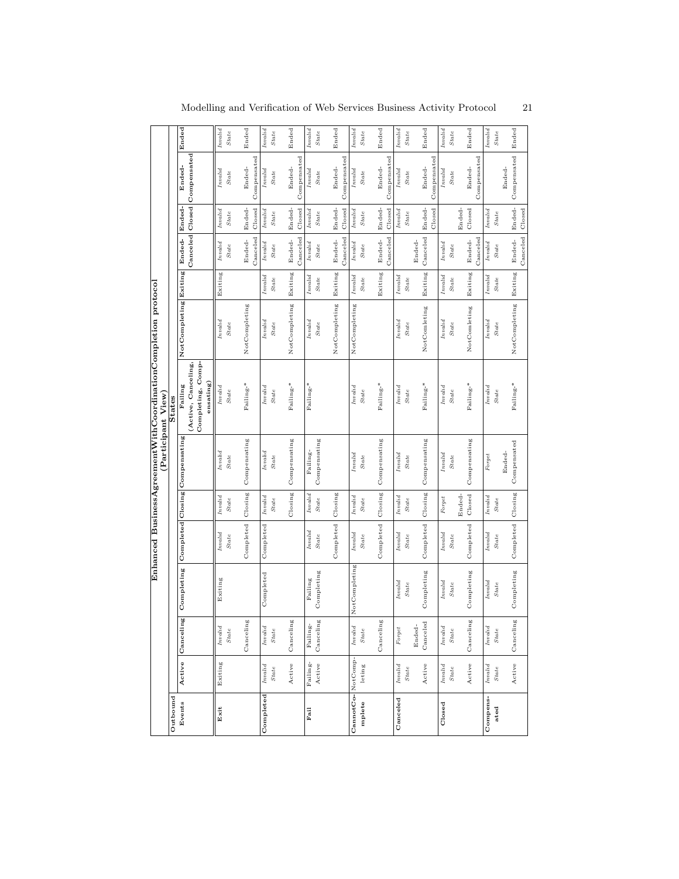**Enhanced BusinessAgreementWithCoordinationCompletion protocol (Participant View)**

| Outbound Events | States | | | | | | | | | | | | |
|---|---|---|---|---|---|---|---|---|---|---|---|---|---|
| | **Active** | **Canceling** | **Completing** | **Completed** | **Closing** | **Compensating** | **Failing (Active, Canceling, Completing, Compensating)** | **NotCompleting** | **Exiting** | **Ended-Canceled** | **Ended-Closed** | **Ended-Compensated** | **Ended** |
| **Exit** | Exiting | *Invalid State* Canceling | Exiting | *Invalid State* Completed | *Invalid State* Closing | *Invalid State* Compensating | *Invalid State* Failing-* | *Invalid State* NotCompleting | Exiting | *Invalid State* Ended-Canceled | *Invalid State* Ended-Closed | *Invalid State* Ended-Compensated | *Invalid State* Ended |
| **Completed** | *Invalid State* Active | *Invalid State* Canceling | Completed | Completed | *Invalid State* Closing | *Invalid State* Compensating | *Invalid State* Failing-* | *Invalid State* NotCompleting | *Invalid State* Exiting | *Invalid State* Ended-Canceled | *Invalid State* Ended-Closed | *Invalid State* Ended-Compensated | *Invalid State* Ended |
| **Fail** | Failing-Active | Failing-Canceling | Failing Completing | *Invalid State* Completed | *Invalid State* Closing | Failing-Compensating | Failing-* | *Invalid State* NotCompleting | *Invalid State* Exiting | *Invalid State* Ended-Canceled | *Invalid State* Ended-Closed | *Invalid State* Ended-Compensated | *Invalid State* Ended |
| **CannotComplete** | NotCompleting | *Invalid State* Canceling | NotCompleting | *Invalid State* Completed | *Invalid State* Closing | *Invalid State* Compensating | *Invalid State* Failing-* | NotCompleting | *Invalid State* Exiting | *Invalid State* Ended-Canceled | *Invalid State* Ended-Closed | *Invalid State* Ended-Compensated | *Invalid State* Ended |
| **Canceled** | *Invalid State* Active | *Forget* Ended-Canceled | *Invalid State* Completing | *Invalid State* Completed | *Invalid State* Closing | *Invalid State* Compensating | *Invalid State* Failing-* | *Invalid State* NotComleting | *Invalid State* Exiting | Ended-Canceled | *Invalid State* Ended-Closed | *Invalid State* Ended-Compensated | *Invalid State* Ended |
| **Closed** | *Invalid State* Active | *Invalid State* Canceling | *Invalid State* Completing | *Invalid State* Completed | *Forget* Ended-Closed | *Invalid State* Compensating | *Invalid State* Failing-* | *Invalid State* NotComleting | *Invalid State* Exiting | *Invalid State* Ended-Canceled | Ended-Closed | *Invalid State* Ended-Compensated | *Invalid State* Ended |
| **Compensated** | *Invalid State* Active | *Invalid State* Canceling | *Invalid State* Completing | *Invalid State* Completed | *Invalid State* Closing | *Forget* Ended-Compensated | *Invalid State* Failing-* | *Invalid State* NotCompleting | *Invalid State* Exiting | *Invalid State* Ended-Canceled | *Invalid State* Ended-Closed | Ended-Compensated | *Invalid State* Ended |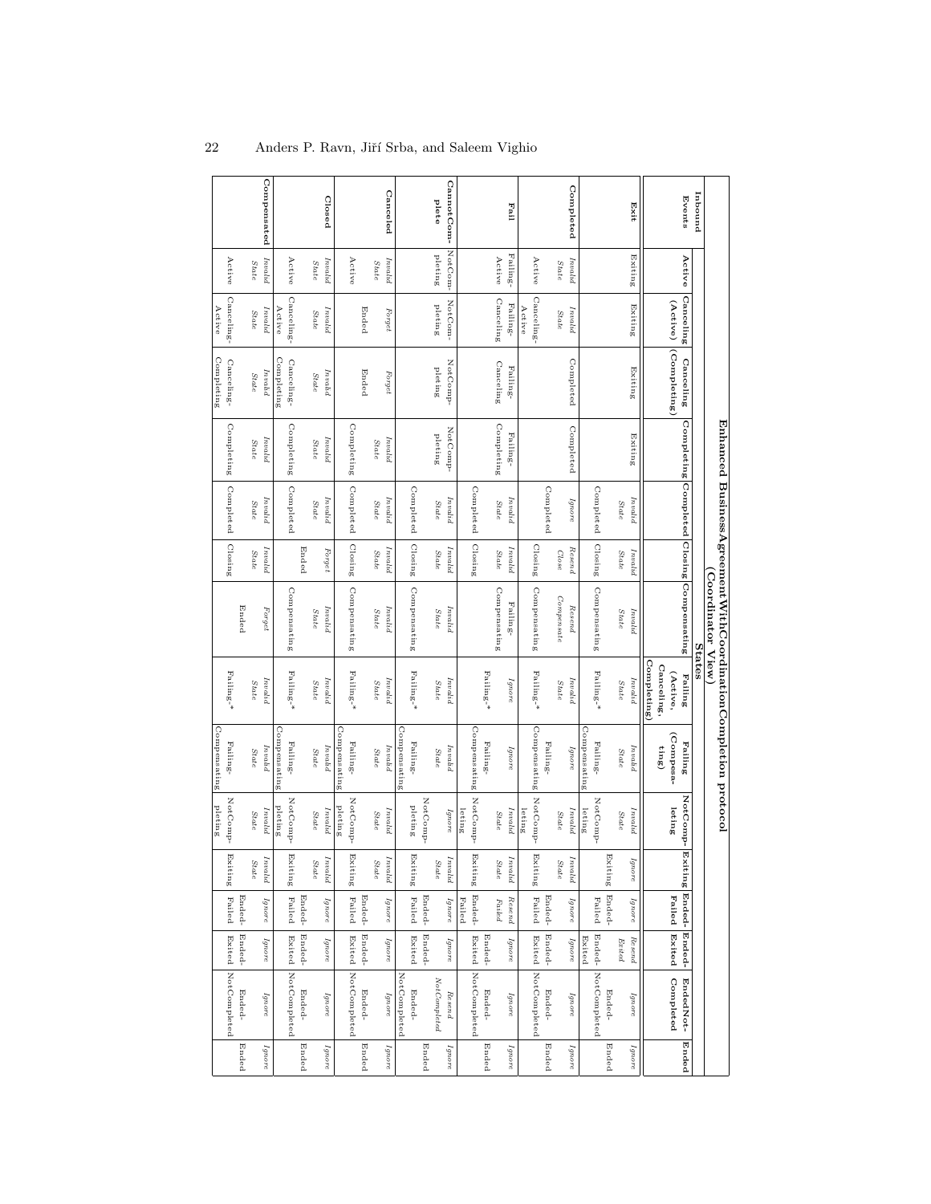**Enhanced BusinessAgreementWithCoordinationCompletion protocol (Coordinator View)**

| Inbound Events | States | | | | | | | | | | | | | | |
|---|---|---|---|---|---|---|---|---|---|---|---|---|---|---|---|
| | **Active** | **Canceling (Active)** | **Canceling (Completing)** | **Completing** | **Completed** | **Closing** | **Compensating** | **Failing (Active, Canceling, Completing)** | **Failing (Compensating)** | **NotCompleting** | **Exiting** | **Ended-Failed** | **Ended-Exited** | **EndedNotCompleted** | **Ended** |
| **Exit** | Exiting | Exiting | Exiting | Exiting | *Invalid State*<br>Completed | *Invalid State*<br>Closing | *Invalid State*<br>Compensating | *Invalid State*<br>Failing-* | *Invalid State*<br>Failing-Compensating | *Invalid State*<br>NotCompleting | *Ignore*<br>Exiting | *Ignore*<br>Ended-Failed | *Resend Exited*<br>Ended-Exited | *Ignore*<br>Ended-NotCompleted | *Ignore*<br>Ended |
| **Completed** | *Invalid State*<br>Active | *Invalid State*<br>Canceling-Active | Completed | Completed | *Ignore*<br>Completed | *Resend Close*<br>Closing | *Resend Compensate*<br>Compensating | *Invalid State*<br>Failing-* | *Ignore*<br>Failing-Compensating | *Invalid State*<br>NotCompleting | *Invalid State*<br>Exiting | *Ignore*<br>Ended-Failed | *Ignore*<br>Ended-Exited | *Ignore*<br>Ended-NotCompleted | *Ignore*<br>Ended |
| **Fail** | Failing-Active | Failing-Canceling | Failing-Canceling | Failing-Completing | *Invalid State*<br>Completed | *Invalid State*<br>Closing | Failing-Compensating | *Ignore*<br>Failing-* | *Ignore*<br>Failing-Compensating | *Invalid State*<br>NotCompleting | *Invalid State*<br>Exiting | *Resend Failed*<br>Ended-Failed | *Ignore*<br>Ended-Exited | *Ignore*<br>Ended-NotCompleted | *Ignore*<br>Ended |
| **CannotComplete** | NotCompleting | NotCompleting | NotCompleting | NotCompleting | *Invalid State*<br>Completed | *Invalid State*<br>Closing | *Invalid State*<br>Compensating | *Invalid State*<br>Failing-* | *Invalid State*<br>Failing-Compensating | *Ignore*<br>NotCompleting | *Invalid State*<br>Exiting | *Ignore*<br>Ended-Failed | *Ignore*<br>Ended-Exited | *Resend NotCompleted*<br>Ended-NotCompleted | *Ignore*<br>Ended |
| **Canceled** | *Invalid State*<br>Active | *Forget*<br>Ended | *Forget*<br>Ended | *Invalid State*<br>Completing | *Invalid State*<br>Completed | *Invalid State*<br>Closing | *Invalid State*<br>Compensating | *Invalid State*<br>Failing-* | *Invalid State*<br>Failing-Compensating | *Invalid State*<br>NotCompleting | *Invalid State*<br>Exiting | *Ignore*<br>Ended-Failed | *Ignore*<br>Ended-Exited | *Ignore*<br>Ended-NotCompleted | *Ignore*<br>Ended |
| **Closed** | *Invalid State*<br>Active | *Invalid State*<br>Canceling-Active | *Invalid State*<br>Canceling-Completing | *Invalid State*<br>Completing | *Invalid State*<br>Completed | *Forget*<br>Ended | *Invalid State*<br>Compensating | *Invalid State*<br>Failing-* | *Invalid State*<br>Failing-Compensating | *Invalid State*<br>NotCompleting | *Invalid State*<br>Exiting | *Ignore*<br>Ended-Failed | *Ignore*<br>Ended-Exited | *Ignore*<br>Ended-NotCompleted | *Ignore*<br>Ended |
| **Compensated** | *Invalid State*<br>Active | *Invalid State*<br>Canceling-Active | *Invalid State*<br>Canceling-Completing | *Invalid State*<br>Completing | *Invalid State*<br>Completed | *Invalid State*<br>Closing | *Forget*<br>Ended | *Invalid State*<br>Failing-* | *Invalid State*<br>Failing-Compensating | *Invalid State*<br>NotCompleting | *Invalid State*<br>Exiting | *Ignore*<br>Ended-Failed | *Ignore*<br>Ended-Exited | *Ignore*<br>Ended-NotCompleted | *Ignore*<br>Ended |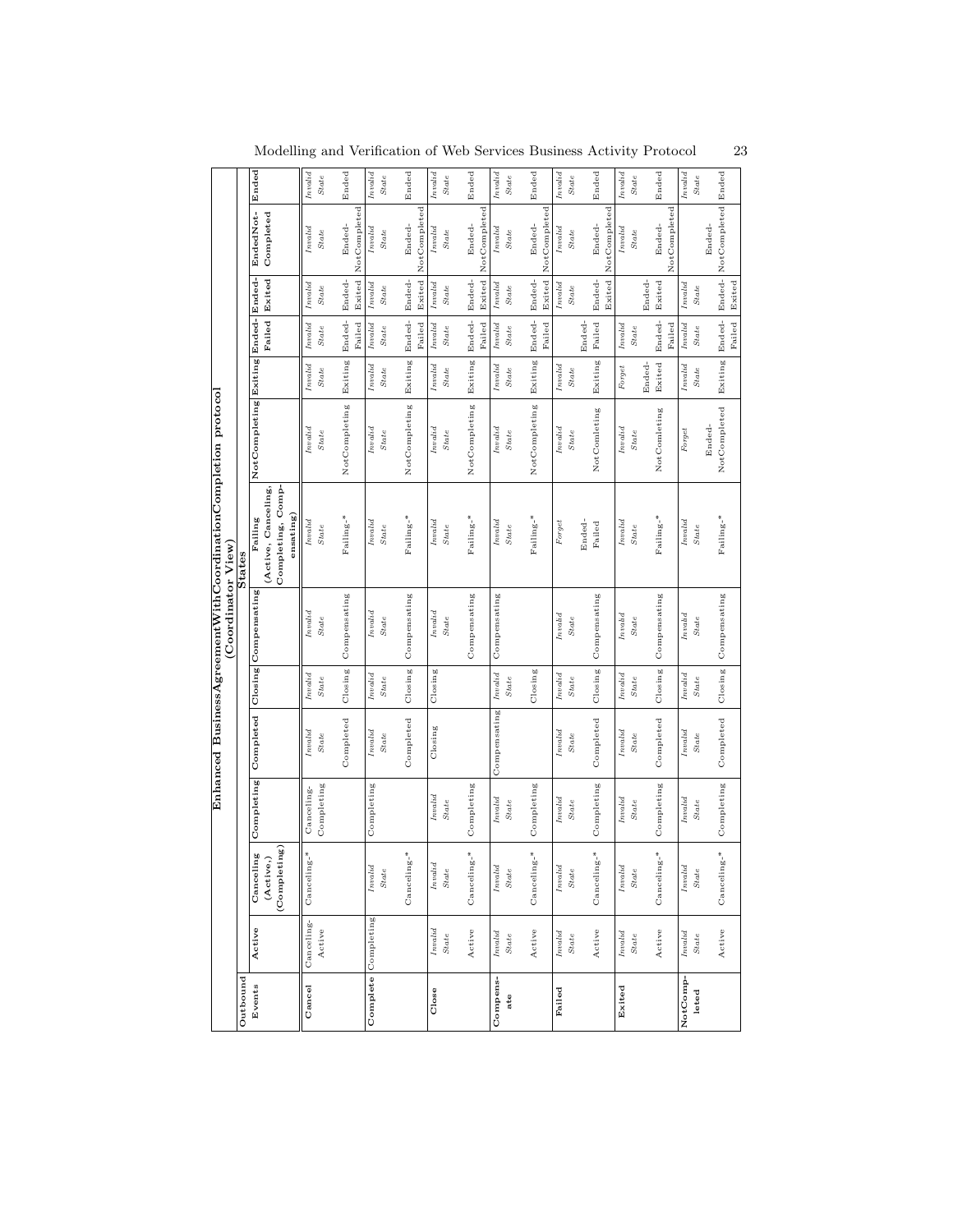**Enhanced BusinessAgreementWithCoordinationCompletion protocol (Coordinator View)**

| Outbound Events | States | | | | | | | | | | | | |
|---|---|---|---|---|---|---|---|---|---|---|---|---|---|
| | **Active** | **Canceling (Active,) (Completing)** | **Completing** | **Completed** | **Closing** | **Compensating** | **Failing (Active, Canceling, Completing, Compensating)** | **NotCompleting** | **Exiting** | **Ended-Failed** | **Ended-Exited** | **EndedNot-Completed** | **Ended** |
| **Cancel** | Canceling-Active | Canceling-* | Canceling-Completing | *Invalid State* | *Invalid State* | *Invalid State* | *Invalid State* | *Invalid State* | *Invalid State* | *Invalid State* | *Invalid State* | *Invalid State* | *Invalid State* |
| | | | | Completed | Closing | Compensating | Failing-* | NotCompleting | Exiting | Ended-Failed | Ended-Exited | Ended-NotCompleted | Ended |
| **Complete** | Completing | *Invalid State* | Completing | *Invalid State* | *Invalid State* | *Invalid State* | *Invalid State* | *Invalid State* | *Invalid State* | *Invalid State* | *Invalid State* | *Invalid State* | *Invalid State* |
| | | Canceling-* | | Completed | Closing | Compensating | Failing-* | NotCompleting | Exiting | Ended-Failed | Ended-Exited | Ended-NotCompleted | Ended |
| **Close** | *Invalid State* | *Invalid State* | *Invalid State* | Closing | Closing | *Invalid State* | *Invalid State* | *Invalid State* | *Invalid State* | *Invalid State* | *Invalid State* | *Invalid State* | *Invalid State* |
| | Active | Canceling-* | Completing | | | Compensating | Failing-* | NotCompleting | Exiting | Ended-Failed | Ended-Exited | Ended-NotCompleted | Ended |
| **Compensate** | *Invalid State* | *Invalid State* | *Invalid State* | Compensating | *Invalid State* | Compensating | *Invalid State* | *Invalid State* | *Invalid State* | *Invalid State* | *Invalid State* | *Invalid State* | *Invalid State* |
| | Active | Canceling-* | Completing | | Closing | | Failing-* | NotCompleting | Exiting | Ended-Failed | Ended-Exited | Ended-NotCompleted | Ended |
| **Failed** | *Invalid State* | *Invalid State* | *Invalid State* | *Invalid State* | *Invalid State* | *Invalid State* | *Forget* | *Invalid State* | *Invalid State* | | *Invalid State* | *Invalid State* | *Invalid State* |
| | Active | Canceling-* | Completing | Completed | Closing | Compensating | Ended-Failed | NotComleting | Exiting | Ended-Failed | Ended-Exited | Ended-NotCompleted | Ended |
| **Exited** | *Invalid State* | *Invalid State* | *Invalid State* | *Invalid State* | *Invalid State* | *Invalid State* | *Invalid State* | *Invalid State* | *Forget* | *Invalid State* | | *Invalid State* | *Invalid State* |
| | Active | Canceling-* | Completing | Completed | Closing | Compensating | Failing-* | Not Comleting | Ended-Exited | Ended-Failed | Ended-Exited | Ended-NotCompleted | Ended |
| **NotCompleted** | *Invalid State* | *Invalid State* | *Invalid State* | *Invalid State* | *Invalid State* | *Invalid State* | *Invalid State* | *Forget* | *Invalid State* | *Invalid State* | *Invalid State* | | *Invalid State* |
| | Active | Canceling-* | Completing | Completed | Closing | Compensating | Failing-* | Ended-NotCompleted | Exiting | Ended-Failed | Ended-Exited | Ended-NotCompleted | Ended |